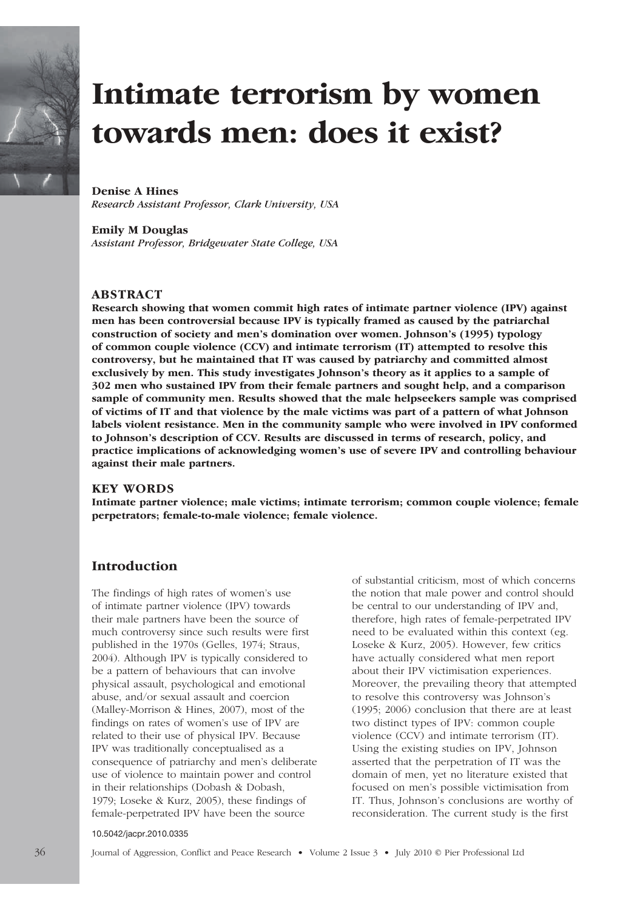# Intimate terrorism by women towards men: does it exist?

**Denise A Hines**
*Research Assistant Professor, Clark University, USA*

**Emily M Douglas**
*Assistant Professor, Bridgewater State College, USA*

## ABSTRACT

**Research showing that women commit high rates of intimate partner violence (IPV) against men has been controversial because IPV is typically framed as caused by the patriarchal construction of society and men's domination over women. Johnson's (1995) typology of common couple violence (CCV) and intimate terrorism (IT) attempted to resolve this controversy, but he maintained that IT was caused by patriarchy and committed almost exclusively by men. This study investigates Johnson's theory as it applies to a sample of 302 men who sustained IPV from their female partners and sought help, and a comparison sample of community men. Results showed that the male helpseekers sample was comprised of victims of IT and that violence by the male victims was part of a pattern of what Johnson labels violent resistance. Men in the community sample who were involved in IPV conformed to Johnson's description of CCV. Results are discussed in terms of research, policy, and practice implications of acknowledging women's use of severe IPV and controlling behaviour against their male partners.**

## KEY WORDS

**Intimate partner violence; male victims; intimate terrorism; common couple violence; female perpetrators; female-to-male violence; female violence.**

## Introduction

The findings of high rates of women's use of intimate partner violence (IPV) towards their male partners have been the source of much controversy since such results were first published in the 1970s (Gelles, 1974; Straus, 2004). Although IPV is typically considered to be a pattern of behaviours that can involve physical assault, psychological and emotional abuse, and/or sexual assault and coercion (Malley-Morrison & Hines, 2007), most of the findings on rates of women's use of IPV are related to their use of physical IPV. Because IPV was traditionally conceptualised as a consequence of patriarchy and men's deliberate use of violence to maintain power and control in their relationships (Dobash & Dobash, 1979; Loseke & Kurz, 2005), these findings of female-perpetrated IPV have been the source of substantial criticism, most of which concerns the notion that male power and control should be central to our understanding of IPV and, therefore, high rates of female-perpetrated IPV need to be evaluated within this context (eg. Loseke & Kurz, 2005). However, few critics have actually considered what men report about their IPV victimisation experiences. Moreover, the prevailing theory that attempted to resolve this controversy was Johnson's (1995; 2006) conclusion that there are at least two distinct types of IPV: common couple violence (CCV) and intimate terrorism (IT). Using the existing studies on IPV, Johnson asserted that the perpetration of IT was the domain of men, yet no literature existed that focused on men's possible victimisation from IT. Thus, Johnson's conclusions are worthy of reconsideration. The current study is the first

10.5042/jacpr.2010.0335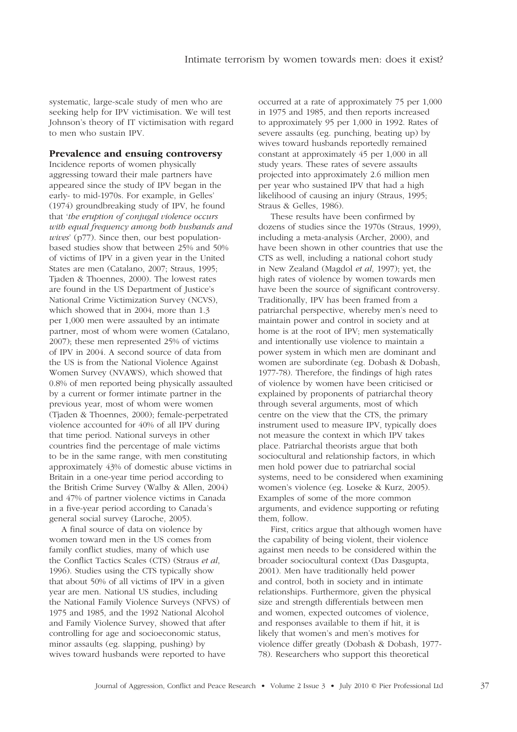systematic, large-scale study of men who are seeking help for IPV victimisation. We will test Johnson's theory of IT victimisation with regard to men who sustain IPV.

## Prevalence and ensuing controversy

Incidence reports of women physically aggressing toward their male partners have appeared since the study of IPV began in the early- to mid-1970s. For example, in Gelles' (1974) groundbreaking study of IPV, he found that '*the eruption of conjugal violence occurs with equal frequency among both husbands and wives*' (p77). Since then, our best population-based studies show that between 25% and 50% of victims of IPV in a given year in the United States are men (Catalano, 2007; Straus, 1995; Tjaden & Thoennes, 2000). The lowest rates are found in the US Department of Justice's National Crime Victimization Survey (NCVS), which showed that in 2004, more than 1.3 per 1,000 men were assaulted by an intimate partner, most of whom were women (Catalano, 2007); these men represented 25% of victims of IPV in 2004. A second source of data from the US is from the National Violence Against Women Survey (NVAWS), which showed that 0.8% of men reported being physically assaulted by a current or former intimate partner in the previous year, most of whom were women (Tjaden & Thoennes, 2000); female-perpetrated violence accounted for 40% of all IPV during that time period. National surveys in other countries find the percentage of male victims to be in the same range, with men constituting approximately 43% of domestic abuse victims in Britain in a one-year time period according to the British Crime Survey (Walby & Allen, 2004) and 47% of partner violence victims in Canada in a five-year period according to Canada's general social survey (Laroche, 2005).

A final source of data on violence by women toward men in the US comes from family conflict studies, many of which use the Conflict Tactics Scales (CTS) (Straus *et al*, 1996). Studies using the CTS typically show that about 50% of all victims of IPV in a given year are men. National US studies, including the National Family Violence Surveys (NFVS) of 1975 and 1985, and the 1992 National Alcohol and Family Violence Survey, showed that after controlling for age and socioeconomic status, minor assaults (eg. slapping, pushing) by wives toward husbands were reported to have occurred at a rate of approximately 75 per 1,000 in 1975 and 1985, and then reports increased to approximately 95 per 1,000 in 1992. Rates of severe assaults (eg. punching, beating up) by wives toward husbands reportedly remained constant at approximately 45 per 1,000 in all study years. These rates of severe assaults projected into approximately 2.6 million men per year who sustained IPV that had a high likelihood of causing an injury (Straus, 1995; Straus & Gelles, 1986).

These results have been confirmed by dozens of studies since the 1970s (Straus, 1999), including a meta-analysis (Archer, 2000), and have been shown in other countries that use the CTS as well, including a national cohort study in New Zealand (Magdol *et al*, 1997); yet, the high rates of violence by women towards men have been the source of significant controversy. Traditionally, IPV has been framed from a patriarchal perspective, whereby men's need to maintain power and control in society and at home is at the root of IPV; men systematically and intentionally use violence to maintain a power system in which men are dominant and women are subordinate (eg. Dobash & Dobash, 1977-78). Therefore, the findings of high rates of violence by women have been criticised or explained by proponents of patriarchal theory through several arguments, most of which centre on the view that the CTS, the primary instrument used to measure IPV, typically does not measure the context in which IPV takes place. Patriarchal theorists argue that both sociocultural and relationship factors, in which men hold power due to patriarchal social systems, need to be considered when examining women's violence (eg. Loseke & Kurz, 2005). Examples of some of the more common arguments, and evidence supporting or refuting them, follow.

First, critics argue that although women have the capability of being violent, their violence against men needs to be considered within the broader sociocultural context (Das Dasgupta, 2001). Men have traditionally held power and control, both in society and in intimate relationships. Furthermore, given the physical size and strength differentials between men and women, expected outcomes of violence, and responses available to them if hit, it is likely that women's and men's motives for violence differ greatly (Dobash & Dobash, 1977-78). Researchers who support this theoretical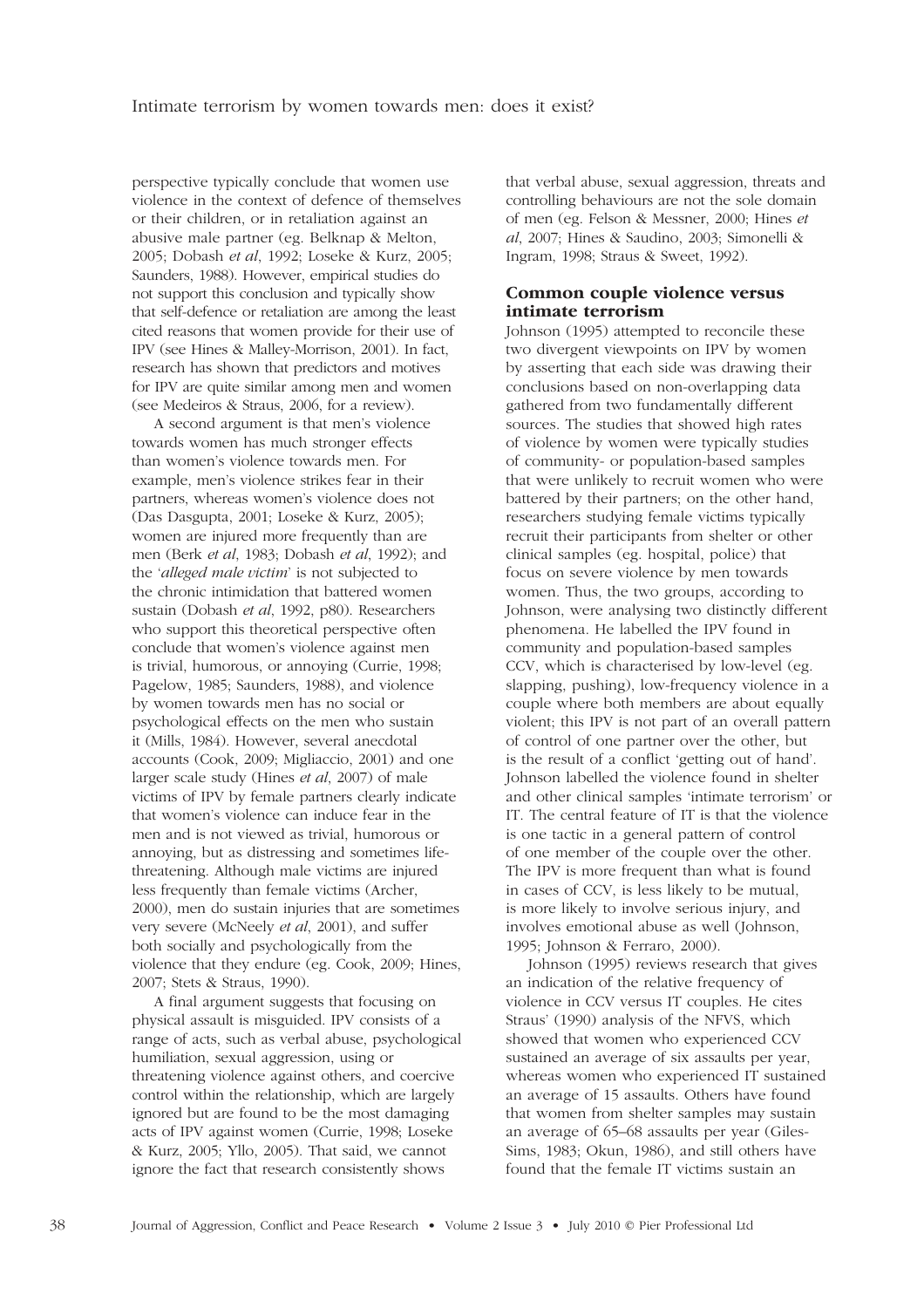perspective typically conclude that women use violence in the context of defence of themselves or their children, or in retaliation against an abusive male partner (eg. Belknap & Melton, 2005; Dobash *et al*, 1992; Loseke & Kurz, 2005; Saunders, 1988). However, empirical studies do not support this conclusion and typically show that self-defence or retaliation are among the least cited reasons that women provide for their use of IPV (see Hines & Malley-Morrison, 2001). In fact, research has shown that predictors and motives for IPV are quite similar among men and women (see Medeiros & Straus, 2006, for a review).

A second argument is that men's violence towards women has much stronger effects than women's violence towards men. For example, men's violence strikes fear in their partners, whereas women's violence does not (Das Dasgupta, 2001; Loseke & Kurz, 2005); women are injured more frequently than are men (Berk *et al*, 1983; Dobash *et al*, 1992); and the '*alleged male victim*' is not subjected to the chronic intimidation that battered women sustain (Dobash *et al*, 1992, p80). Researchers who support this theoretical perspective often conclude that women's violence against men is trivial, humorous, or annoying (Currie, 1998; Pagelow, 1985; Saunders, 1988), and violence by women towards men has no social or psychological effects on the men who sustain it (Mills, 1984). However, several anecdotal accounts (Cook, 2009; Migliaccio, 2001) and one larger scale study (Hines *et al*, 2007) of male victims of IPV by female partners clearly indicate that women's violence can induce fear in the men and is not viewed as trivial, humorous or annoying, but as distressing and sometimes life-threatening. Although male victims are injured less frequently than female victims (Archer, 2000), men do sustain injuries that are sometimes very severe (McNeely *et al*, 2001), and suffer both socially and psychologically from the violence that they endure (eg. Cook, 2009; Hines, 2007; Stets & Straus, 1990).

A final argument suggests that focusing on physical assault is misguided. IPV consists of a range of acts, such as verbal abuse, psychological humiliation, sexual aggression, using or threatening violence against others, and coercive control within the relationship, which are largely ignored but are found to be the most damaging acts of IPV against women (Currie, 1998; Loseke & Kurz, 2005; Yllo, 2005). That said, we cannot ignore the fact that research consistently shows that verbal abuse, sexual aggression, threats and controlling behaviours are not the sole domain of men (eg. Felson & Messner, 2000; Hines *et al*, 2007; Hines & Saudino, 2003; Simonelli & Ingram, 1998; Straus & Sweet, 1992).

## Common couple violence versus intimate terrorism

Johnson (1995) attempted to reconcile these two divergent viewpoints on IPV by women by asserting that each side was drawing their conclusions based on non-overlapping data gathered from two fundamentally different sources. The studies that showed high rates of violence by women were typically studies of community- or population-based samples that were unlikely to recruit women who were battered by their partners; on the other hand, researchers studying female victims typically recruit their participants from shelter or other clinical samples (eg. hospital, police) that focus on severe violence by men towards women. Thus, the two groups, according to Johnson, were analysing two distinctly different phenomena. He labelled the IPV found in community and population-based samples CCV, which is characterised by low-level (eg. slapping, pushing), low-frequency violence in a couple where both members are about equally violent; this IPV is not part of an overall pattern of control of one partner over the other, but is the result of a conflict 'getting out of hand'. Johnson labelled the violence found in shelter and other clinical samples 'intimate terrorism' or IT. The central feature of IT is that the violence is one tactic in a general pattern of control of one member of the couple over the other. The IPV is more frequent than what is found in cases of CCV, is less likely to be mutual, is more likely to involve serious injury, and involves emotional abuse as well (Johnson, 1995; Johnson & Ferraro, 2000).

Johnson (1995) reviews research that gives an indication of the relative frequency of violence in CCV versus IT couples. He cites Straus' (1990) analysis of the NFVS, which showed that women who experienced CCV sustained an average of six assaults per year, whereas women who experienced IT sustained an average of 15 assaults. Others have found that women from shelter samples may sustain an average of 65–68 assaults per year (Giles-Sims, 1983; Okun, 1986), and still others have found that the female IT victims sustain an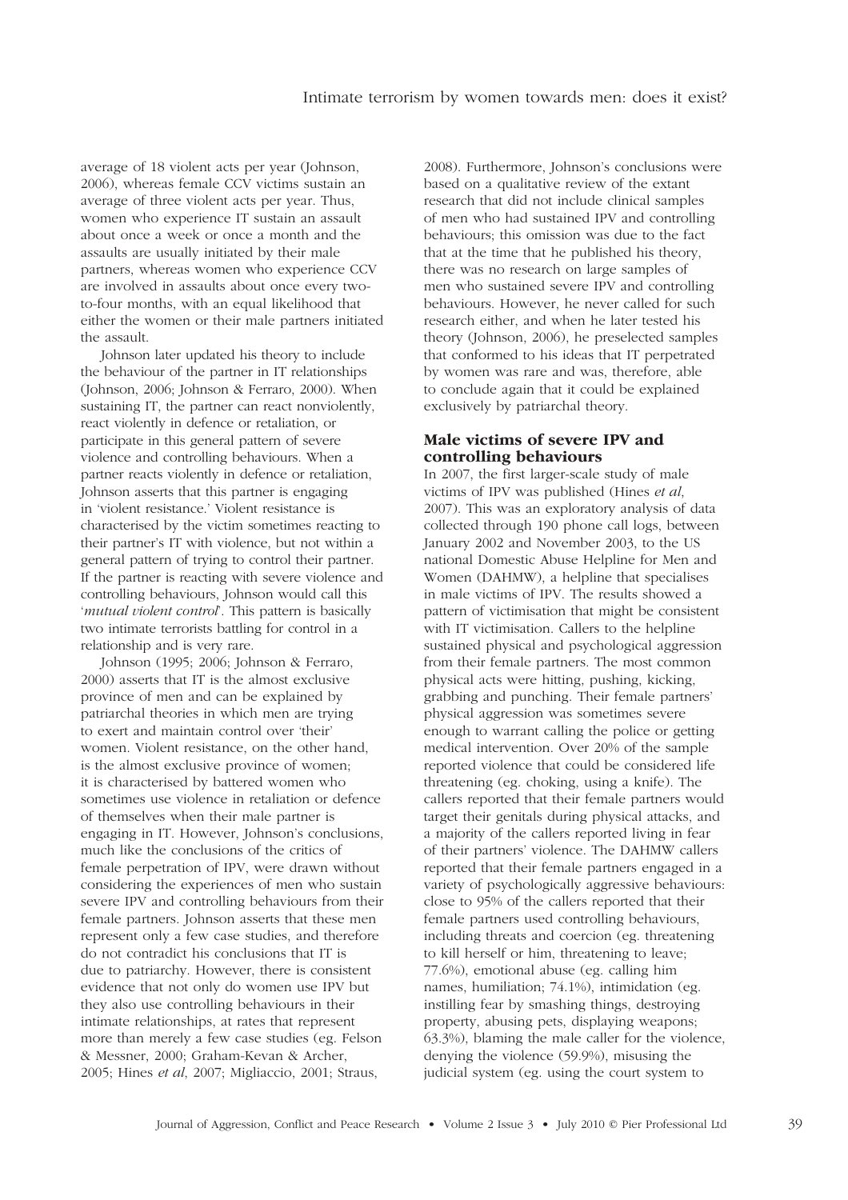average of 18 violent acts per year (Johnson, 2006), whereas female CCV victims sustain an average of three violent acts per year. Thus, women who experience IT sustain an assault about once a week or once a month and the assaults are usually initiated by their male partners, whereas women who experience CCV are involved in assaults about once every two-to-four months, with an equal likelihood that either the women or their male partners initiated the assault.

Johnson later updated his theory to include the behaviour of the partner in IT relationships (Johnson, 2006; Johnson & Ferraro, 2000). When sustaining IT, the partner can react nonviolently, react violently in defence or retaliation, or participate in this general pattern of severe violence and controlling behaviours. When a partner reacts violently in defence or retaliation, Johnson asserts that this partner is engaging in 'violent resistance.' Violent resistance is characterised by the victim sometimes reacting to their partner's IT with violence, but not within a general pattern of trying to control their partner. If the partner is reacting with severe violence and controlling behaviours, Johnson would call this '*mutual violent control*'. This pattern is basically two intimate terrorists battling for control in a relationship and is very rare.

Johnson (1995; 2006; Johnson & Ferraro, 2000) asserts that IT is the almost exclusive province of men and can be explained by patriarchal theories in which men are trying to exert and maintain control over 'their' women. Violent resistance, on the other hand, is the almost exclusive province of women; it is characterised by battered women who sometimes use violence in retaliation or defence of themselves when their male partner is engaging in IT. However, Johnson's conclusions, much like the conclusions of the critics of female perpetration of IPV, were drawn without considering the experiences of men who sustain severe IPV and controlling behaviours from their female partners. Johnson asserts that these men represent only a few case studies, and therefore do not contradict his conclusions that IT is due to patriarchy. However, there is consistent evidence that not only do women use IPV but they also use controlling behaviours in their intimate relationships, at rates that represent more than merely a few case studies (eg. Felson & Messner, 2000; Graham-Kevan & Archer, 2005; Hines *et al*, 2007; Migliaccio, 2001; Straus, 2008). Furthermore, Johnson's conclusions were based on a qualitative review of the extant research that did not include clinical samples of men who had sustained IPV and controlling behaviours; this omission was due to the fact that at the time that he published his theory, there was no research on large samples of men who sustained severe IPV and controlling behaviours. However, he never called for such research either, and when he later tested his theory (Johnson, 2006), he preselected samples that conformed to his ideas that IT perpetrated by women was rare and was, therefore, able to conclude again that it could be explained exclusively by patriarchal theory.

### Male victims of severe IPV and controlling behaviours

In 2007, the first larger-scale study of male victims of IPV was published (Hines *et al*, 2007). This was an exploratory analysis of data collected through 190 phone call logs, between January 2002 and November 2003, to the US national Domestic Abuse Helpline for Men and Women (DAHMW), a helpline that specialises in male victims of IPV. The results showed a pattern of victimisation that might be consistent with IT victimisation. Callers to the helpline sustained physical and psychological aggression from their female partners. The most common physical acts were hitting, pushing, kicking, grabbing and punching. Their female partners' physical aggression was sometimes severe enough to warrant calling the police or getting medical intervention. Over 20% of the sample reported violence that could be considered life threatening (eg. choking, using a knife). The callers reported that their female partners would target their genitals during physical attacks, and a majority of the callers reported living in fear of their partners' violence. The DAHMW callers reported that their female partners engaged in a variety of psychologically aggressive behaviours: close to 95% of the callers reported that their female partners used controlling behaviours, including threats and coercion (eg. threatening to kill herself or him, threatening to leave; 77.6%), emotional abuse (eg. calling him names, humiliation; 74.1%), intimidation (eg. instilling fear by smashing things, destroying property, abusing pets, displaying weapons; 63.3%), blaming the male caller for the violence, denying the violence (59.9%), misusing the judicial system (eg. using the court system to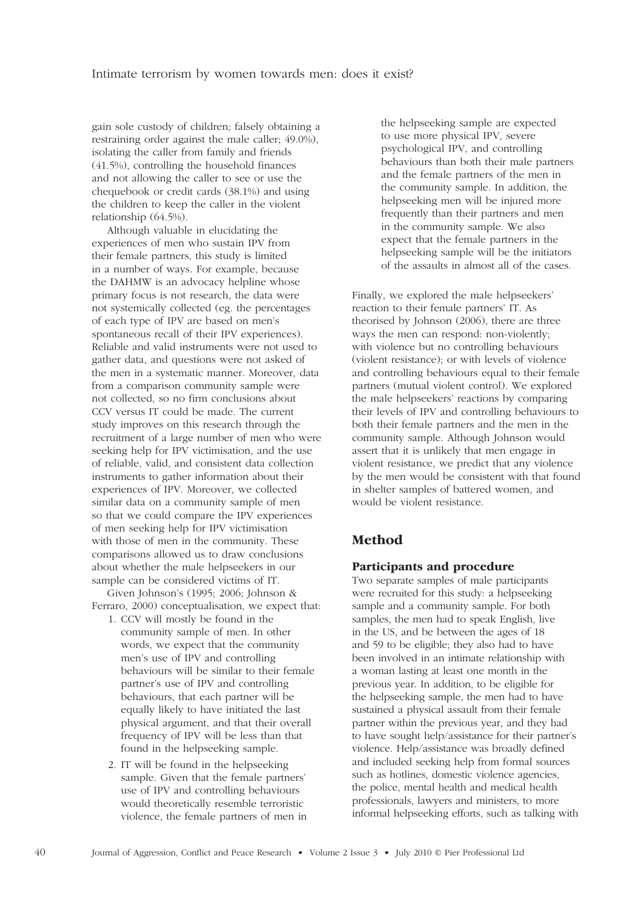gain sole custody of children; falsely obtaining a restraining order against the male caller; 49.0%), isolating the caller from family and friends (41.5%), controlling the household finances and not allowing the caller to see or use the chequebook or credit cards (38.1%) and using the children to keep the caller in the violent relationship (64.5%).

Although valuable in elucidating the experiences of men who sustain IPV from their female partners, this study is limited in a number of ways. For example, because the DAHMW is an advocacy helpline whose primary focus is not research, the data were not systemically collected (eg. the percentages of each type of IPV are based on men's spontaneous recall of their IPV experiences). Reliable and valid instruments were not used to gather data, and questions were not asked of the men in a systematic manner. Moreover, data from a comparison community sample were not collected, so no firm conclusions about CCV versus IT could be made. The current study improves on this research through the recruitment of a large number of men who were seeking help for IPV victimisation, and the use of reliable, valid, and consistent data collection instruments to gather information about their experiences of IPV. Moreover, we collected similar data on a community sample of men so that we could compare the IPV experiences of men seeking help for IPV victimisation with those of men in the community. These comparisons allowed us to draw conclusions about whether the male helpseekers in our sample can be considered victims of IT.

Given Johnson's (1995; 2006; Johnson & Ferraro, 2000) conceptualisation, we expect that:

1. CCV will mostly be found in the community sample of men. In other words, we expect that the community men's use of IPV and controlling behaviours will be similar to their female partner's use of IPV and controlling behaviours, that each partner will be equally likely to have initiated the last physical argument, and that their overall frequency of IPV will be less than that found in the helpseeking sample.
2. IT will be found in the helpseeking sample. Given that the female partners' use of IPV and controlling behaviours would theoretically resemble terroristic violence, the female partners of men in the helpseeking sample are expected to use more physical IPV, severe psychological IPV, and controlling behaviours than both their male partners and the female partners of the men in the community sample. In addition, the helpseeking men will be injured more frequently than their partners and men in the community sample. We also expect that the female partners in the helpseeking sample will be the initiators of the assaults in almost all of the cases.

Finally, we explored the male helpseekers' reaction to their female partners' IT. As theorised by Johnson (2006), there are three ways the men can respond: non-violently; with violence but no controlling behaviours (violent resistance); or with levels of violence and controlling behaviours equal to their female partners (mutual violent control). We explored the male helpseekers' reactions by comparing their levels of IPV and controlling behaviours to both their female partners and the men in the community sample. Although Johnson would assert that it is unlikely that men engage in violent resistance, we predict that any violence by the men would be consistent with that found in shelter samples of battered women, and would be violent resistance.

## Method

### Participants and procedure

Two separate samples of male participants were recruited for this study: a helpseeking sample and a community sample. For both samples, the men had to speak English, live in the US, and be between the ages of 18 and 59 to be eligible; they also had to have been involved in an intimate relationship with a woman lasting at least one month in the previous year. In addition, to be eligible for the helpseeking sample, the men had to have sustained a physical assault from their female partner within the previous year, and they had to have sought help/assistance for their partner's violence. Help/assistance was broadly defined and included seeking help from formal sources such as hotlines, domestic violence agencies, the police, mental health and medical health professionals, lawyers and ministers, to more informal helpseeking efforts, such as talking with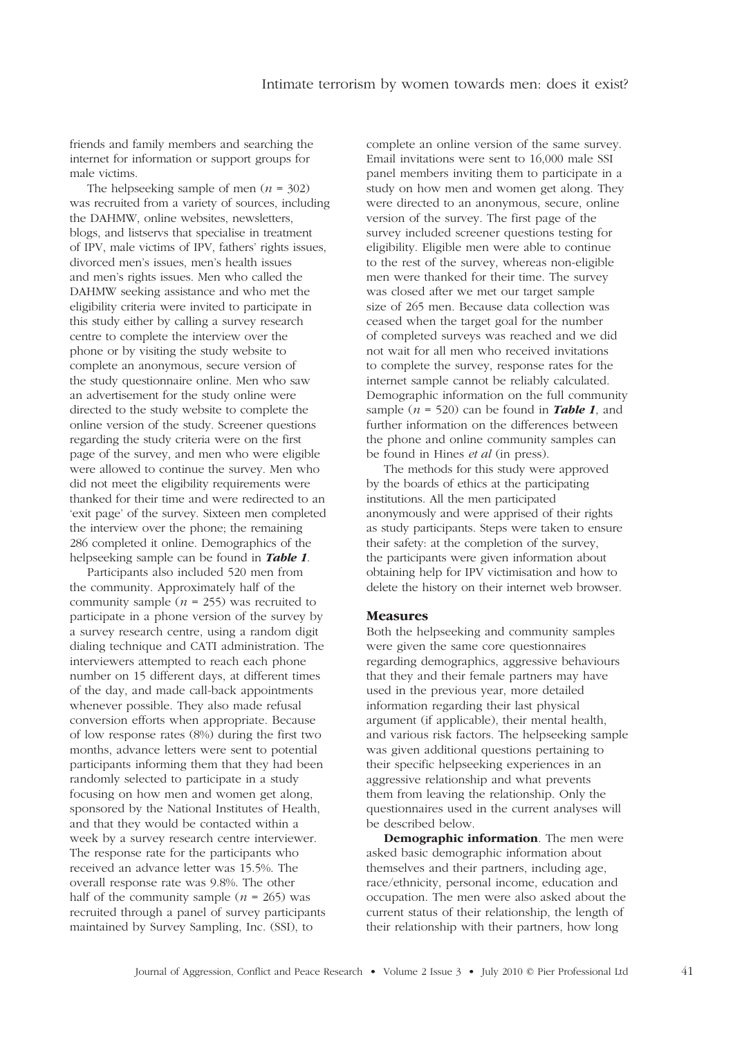friends and family members and searching the internet for information or support groups for male victims.

The helpseeking sample of men ($n$ = 302) was recruited from a variety of sources, including the DAHMW, online websites, newsletters, blogs, and listservs that specialise in treatment of IPV, male victims of IPV, fathers' rights issues, divorced men's issues, men's health issues and men's rights issues. Men who called the DAHMW seeking assistance and who met the eligibility criteria were invited to participate in this study either by calling a survey research centre to complete the interview over the phone or by visiting the study website to complete an anonymous, secure version of the study questionnaire online. Men who saw an advertisement for the study online were directed to the study website to complete the online version of the study. Screener questions regarding the study criteria were on the first page of the survey, and men who were eligible were allowed to continue the survey. Men who did not meet the eligibility requirements were thanked for their time and were redirected to an 'exit page' of the survey. Sixteen men completed the interview over the phone; the remaining 286 completed it online. Demographics of the helpseeking sample can be found in ***Table 1***.

Participants also included 520 men from the community. Approximately half of the community sample ($n$ = 255) was recruited to participate in a phone version of the survey by a survey research centre, using a random digit dialing technique and CATI administration. The interviewers attempted to reach each phone number on 15 different days, at different times of the day, and made call-back appointments whenever possible. They also made refusal conversion efforts when appropriate. Because of low response rates (8%) during the first two months, advance letters were sent to potential participants informing them that they had been randomly selected to participate in a study focusing on how men and women get along, sponsored by the National Institutes of Health, and that they would be contacted within a week by a survey research centre interviewer. The response rate for the participants who received an advance letter was 15.5%. The overall response rate was 9.8%. The other half of the community sample ($n$ = 265) was recruited through a panel of survey participants maintained by Survey Sampling, Inc. (SSI), to complete an online version of the same survey. Email invitations were sent to 16,000 male SSI panel members inviting them to participate in a study on how men and women get along. They were directed to an anonymous, secure, online version of the survey. The first page of the survey included screener questions testing for eligibility. Eligible men were able to continue to the rest of the survey, whereas non-eligible men were thanked for their time. The survey was closed after we met our target sample size of 265 men. Because data collection was ceased when the target goal for the number of completed surveys was reached and we did not wait for all men who received invitations to complete the survey, response rates for the internet sample cannot be reliably calculated. Demographic information on the full community sample ($n$ = 520) can be found in ***Table 1***, and further information on the differences between the phone and online community samples can be found in Hines *et al* (in press).

The methods for this study were approved by the boards of ethics at the participating institutions. All the men participated anonymously and were apprised of their rights as study participants. Steps were taken to ensure their safety: at the completion of the survey, the participants were given information about obtaining help for IPV victimisation and how to delete the history on their internet web browser.

## Measures

Both the helpseeking and community samples were given the same core questionnaires regarding demographics, aggressive behaviours that they and their female partners may have used in the previous year, more detailed information regarding their last physical argument (if applicable), their mental health, and various risk factors. The helpseeking sample was given additional questions pertaining to their specific helpseeking experiences in an aggressive relationship and what prevents them from leaving the relationship. Only the questionnaires used in the current analyses will be described below.

**Demographic information**. The men were asked basic demographic information about themselves and their partners, including age, race/ethnicity, personal income, education and occupation. The men were also asked about the current status of their relationship, the length of their relationship with their partners, how long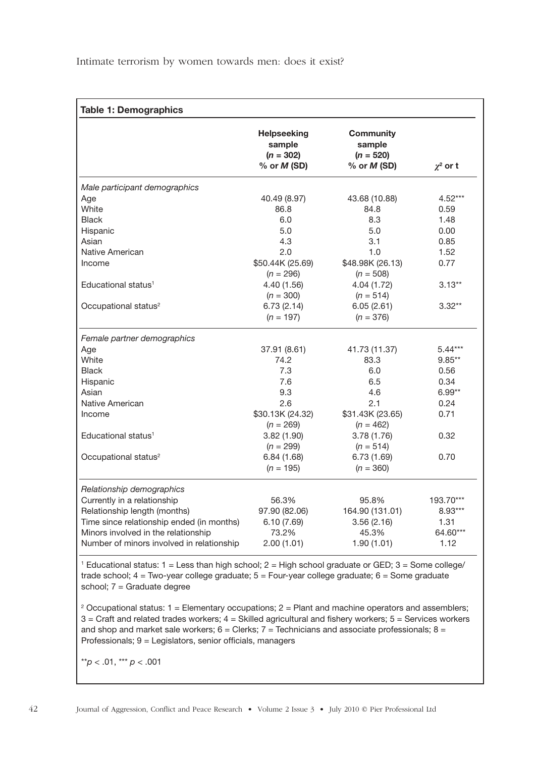**Table 1: Demographics**

| | Helpseeking sample ($n$ = 302) % or $M$ (SD) | Community sample ($n$ = 520) % or $M$ (SD) | $\chi^2$ or t |
|---|---|---|---|
| *Male participant demographics* | | | |
| Age | 40.49 (8.97) | 43.68 (10.88) | 4.52*** |
| White | 86.8 | 84.8 | 0.59 |
| Black | 6.0 | 8.3 | 1.48 |
| Hispanic | 5.0 | 5.0 | 0.00 |
| Asian | 4.3 | 3.1 | 0.85 |
| Native American | 2.0 | 1.0 | 1.52 |
| Income | \$50.44K (25.69) ($n$ = 296) | \$48.98K (26.13) ($n$ = 508) | 0.77 |
| Educational status[1] | 4.40 (1.56) ($n$ = 300) | 4.04 (1.72) ($n$ = 514) | 3.13** |
| Occupational status[2] | 6.73 (2.14) ($n$ = 197) | 6.05 (2.61) ($n$ = 376) | 3.32** |
| *Female partner demographics* | | | |
| Age | 37.91 (8.61) | 41.73 (11.37) | 5.44*** |
| White | 74.2 | 83.3 | 9.85** |
| Black | 7.3 | 6.0 | 0.56 |
| Hispanic | 7.6 | 6.5 | 0.34 |
| Asian | 9.3 | 4.6 | 6.99** |
| Native American | 2.6 | 2.1 | 0.24 |
| Income | \$30.13K (24.32) ($n$ = 269) | \$31.43K (23.65) ($n$ = 462) | 0.71 |
| Educational status[1] | 3.82 (1.90) ($n$ = 299) | 3.78 (1.76) ($n$ = 514) | 0.32 |
| Occupational status[2] | 6.84 (1.68) ($n$ = 195) | 6.73 (1.69) ($n$ = 360) | 0.70 |
| *Relationship demographics* | | | |
| Currently in a relationship | 56.3% | 95.8% | 193.70*** |
| Relationship length (months) | 97.90 (82.06) | 164.90 (131.01) | 8.93*** |
| Time since relationship ended (in months) | 6.10 (7.69) | 3.56 (2.16) | 1.31 |
| Minors involved in the relationship | 73.2% | 45.3% | 64.60*** |
| Number of minors involved in relationship | 2.00 (1.01) | 1.90 (1.01) | 1.12 |

[1] Educational status: 1 = Less than high school; 2 = High school graduate or GED; 3 = Some college/trade school; 4 = Two-year college graduate; 5 = Four-year college graduate; 6 = Some graduate school; 7 = Graduate degree

[2] Occupational status: 1 = Elementary occupations; 2 = Plant and machine operators and assemblers; 3 = Craft and related trades workers; 4 = Skilled agricultural and fishery workers; 5 = Services workers and shop and market sale workers; 6 = Clerks; 7 = Technicians and associate professionals; 8 = Professionals; 9 = Legislators, senior officials, managers

**$p$ < .01, *** $p$ < .001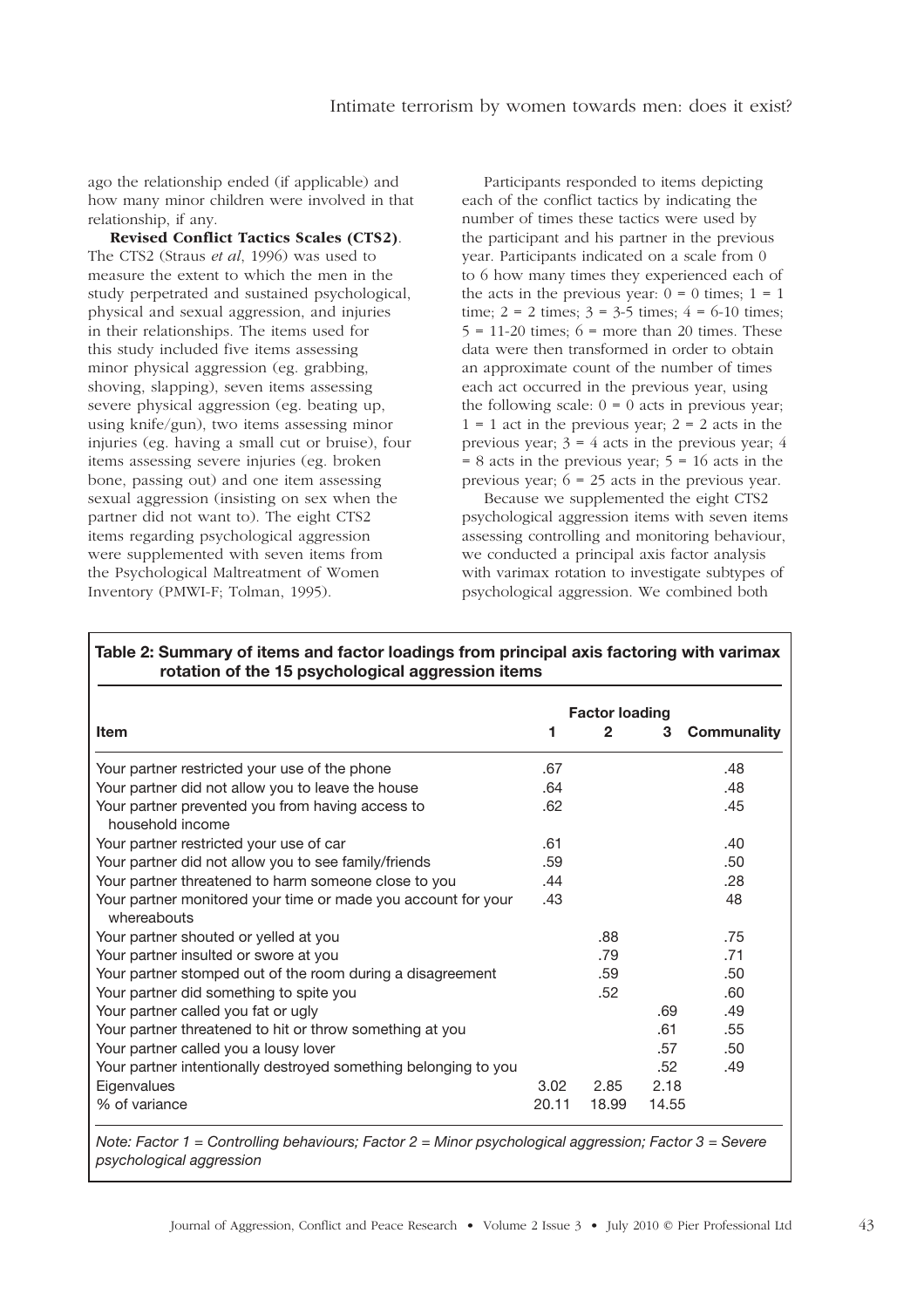ago the relationship ended (if applicable) and how many minor children were involved in that relationship, if any.

**Revised Conflict Tactics Scales (CTS2)**. The CTS2 (Straus *et al*, 1996) was used to measure the extent to which the men in the study perpetrated and sustained psychological, physical and sexual aggression, and injuries in their relationships. The items used for this study included five items assessing minor physical aggression (eg. grabbing, shoving, slapping), seven items assessing severe physical aggression (eg. beating up, using knife/gun), two items assessing minor injuries (eg. having a small cut or bruise), four items assessing severe injuries (eg. broken bone, passing out) and one item assessing sexual aggression (insisting on sex when the partner did not want to). The eight CTS2 items regarding psychological aggression were supplemented with seven items from the Psychological Maltreatment of Women Inventory (PMWI-F; Tolman, 1995).

Participants responded to items depicting each of the conflict tactics by indicating the number of times these tactics were used by the participant and his partner in the previous year. Participants indicated on a scale from 0 to 6 how many times they experienced each of the acts in the previous year: 0 = 0 times; 1 = 1 time; 2 = 2 times; 3 = 3-5 times; 4 = 6-10 times; 5 = 11-20 times; 6 = more than 20 times. These data were then transformed in order to obtain an approximate count of the number of times each act occurred in the previous year, using the following scale: 0 = 0 acts in previous year; 1 = 1 act in the previous year; 2 = 2 acts in the previous year; 3 = 4 acts in the previous year; 4 = 8 acts in the previous year; 5 = 16 acts in the previous year; 6 = 25 acts in the previous year.

Because we supplemented the eight CTS2 psychological aggression items with seven items assessing controlling and monitoring behaviour, we conducted a principal axis factor analysis with varimax rotation to investigate subtypes of psychological aggression. We combined both

**Table 2: Summary of items and factor loadings from principal axis factoring with varimax rotation of the 15 psychological aggression items**

| Item | Factor loading 1 | 2 | 3 | Communality |
|---|---|---|---|---|
| Your partner restricted your use of the phone | .67 | | | .48 |
| Your partner did not allow you to leave the house | .64 | | | .48 |
| Your partner prevented you from having access to household income | .62 | | | .45 |
| Your partner restricted your use of car | .61 | | | .40 |
| Your partner did not allow you to see family/friends | .59 | | | .50 |
| Your partner threatened to harm someone close to you | .44 | | | .28 |
| Your partner monitored your time or made you account for your whereabouts | .43 | | | 48 |
| Your partner shouted or yelled at you | | .88 | | .75 |
| Your partner insulted or swore at you | | .79 | | .71 |
| Your partner stomped out of the room during a disagreement | | .59 | | .50 |
| Your partner did something to spite you | | .52 | | .60 |
| Your partner called you fat or ugly | | | .69 | .49 |
| Your partner threatened to hit or throw something at you | | | .61 | .55 |
| Your partner called you a lousy lover | | | .57 | .50 |
| Your partner intentionally destroyed something belonging to you | | | .52 | .49 |
| Eigenvalues | 3.02 | 2.85 | 2.18 | |
| % of variance | 20.11 | 18.99 | 14.55 | |

*Note: Factor 1 = Controlling behaviours; Factor 2 = Minor psychological aggression; Factor 3 = Severe psychological aggression*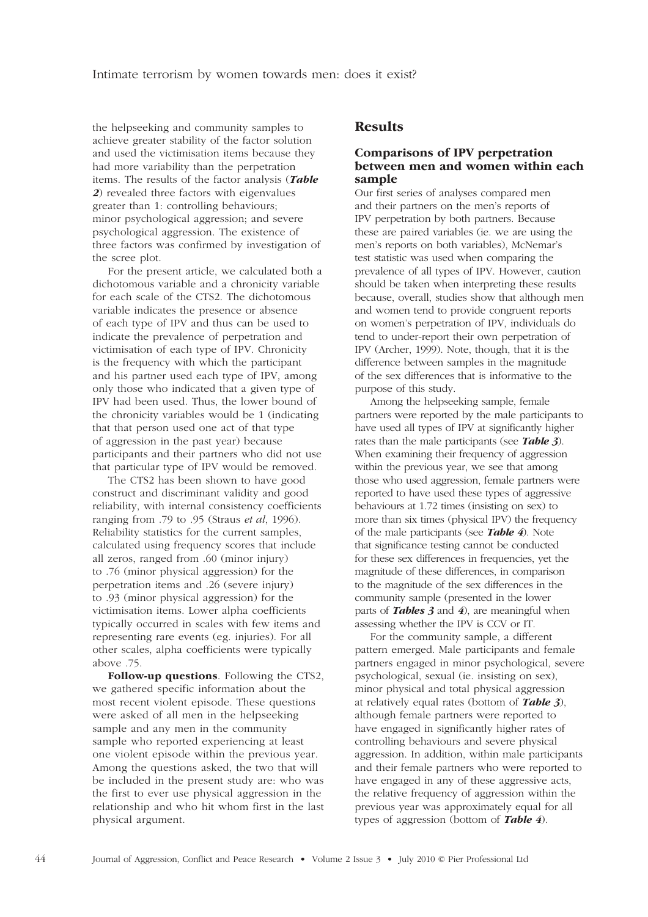the helpseeking and community samples to achieve greater stability of the factor solution and used the victimisation items because they had more variability than the perpetration items. The results of the factor analysis (***Table 2***) revealed three factors with eigenvalues greater than 1: controlling behaviours; minor psychological aggression; and severe psychological aggression. The existence of three factors was confirmed by investigation of the scree plot.

For the present article, we calculated both a dichotomous variable and a chronicity variable for each scale of the CTS2. The dichotomous variable indicates the presence or absence of each type of IPV and thus can be used to indicate the prevalence of perpetration and victimisation of each type of IPV. Chronicity is the frequency with which the participant and his partner used each type of IPV, among only those who indicated that a given type of IPV had been used. Thus, the lower bound of the chronicity variables would be 1 (indicating that that person used one act of that type of aggression in the past year) because participants and their partners who did not use that particular type of IPV would be removed.

The CTS2 has been shown to have good construct and discriminant validity and good reliability, with internal consistency coefficients ranging from .79 to .95 (Straus *et al*, 1996). Reliability statistics for the current samples, calculated using frequency scores that include all zeros, ranged from .60 (minor injury) to .76 (minor physical aggression) for the perpetration items and .26 (severe injury) to .93 (minor physical aggression) for the victimisation items. Lower alpha coefficients typically occurred in scales with few items and representing rare events (eg. injuries). For all other scales, alpha coefficients were typically above .75.

**Follow-up questions**. Following the CTS2, we gathered specific information about the most recent violent episode. These questions were asked of all men in the helpseeking sample and any men in the community sample who reported experiencing at least one violent episode within the previous year. Among the questions asked, the two that will be included in the present study are: who was the first to ever use physical aggression in the relationship and who hit whom first in the last physical argument.

## Results

### Comparisons of IPV perpetration between men and women within each sample

Our first series of analyses compared men and their partners on the men's reports of IPV perpetration by both partners. Because these are paired variables (ie. we are using the men's reports on both variables), McNemar's test statistic was used when comparing the prevalence of all types of IPV. However, caution should be taken when interpreting these results because, overall, studies show that although men and women tend to provide congruent reports on women's perpetration of IPV, individuals do tend to under-report their own perpetration of IPV (Archer, 1999). Note, though, that it is the difference between samples in the magnitude of the sex differences that is informative to the purpose of this study.

Among the helpseeking sample, female partners were reported by the male participants to have used all types of IPV at significantly higher rates than the male participants (see ***Table 3***). When examining their frequency of aggression within the previous year, we see that among those who used aggression, female partners were reported to have used these types of aggressive behaviours at 1.72 times (insisting on sex) to more than six times (physical IPV) the frequency of the male participants (see ***Table 4***). Note that significance testing cannot be conducted for these sex differences in frequencies, yet the magnitude of these differences, in comparison to the magnitude of the sex differences in the community sample (presented in the lower parts of ***Tables 3*** and ***4***), are meaningful when assessing whether the IPV is CCV or IT.

For the community sample, a different pattern emerged. Male participants and female partners engaged in minor psychological, severe psychological, sexual (ie. insisting on sex), minor physical and total physical aggression at relatively equal rates (bottom of ***Table 3***), although female partners were reported to have engaged in significantly higher rates of controlling behaviours and severe physical aggression. In addition, within male participants and their female partners who were reported to have engaged in any of these aggressive acts, the relative frequency of aggression within the previous year was approximately equal for all types of aggression (bottom of ***Table 4***).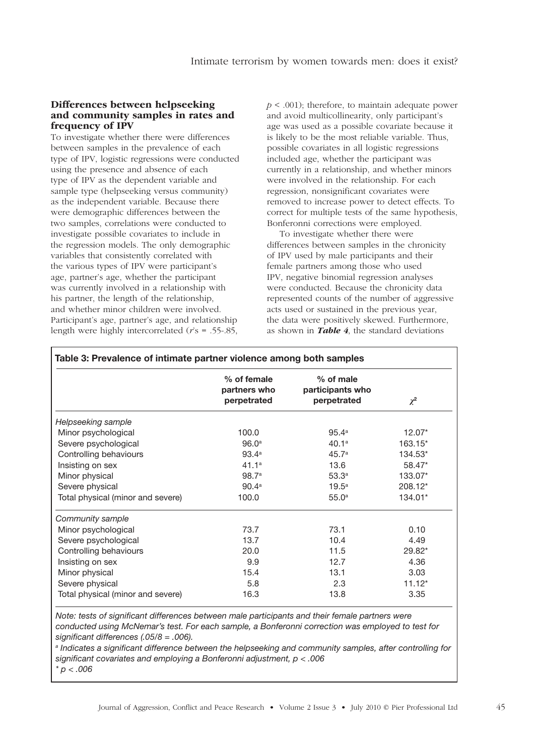### Differences between helpseeking and community samples in rates and frequency of IPV

To investigate whether there were differences between samples in the prevalence of each type of IPV, logistic regressions were conducted using the presence and absence of each type of IPV as the dependent variable and sample type (helpseeking versus community) as the independent variable. Because there were demographic differences between the two samples, correlations were conducted to investigate possible covariates to include in the regression models. The only demographic variables that consistently correlated with the various types of IPV were participant's age, partner's age, whether the participant was currently involved in a relationship with his partner, the length of the relationship, and whether minor children were involved. Participant's age, partner's age, and relationship length were highly intercorrelated ($r$'s = .55-.85, $p < .001$); therefore, to maintain adequate power and avoid multicollinearity, only participant's age was used as a possible covariate because it is likely to be the most reliable variable. Thus, possible covariates in all logistic regressions included age, whether the participant was currently in a relationship, and whether minors were involved in the relationship. For each regression, nonsignificant covariates were removed to increase power to detect effects. To correct for multiple tests of the same hypothesis, Bonferonni corrections were employed.

To investigate whether there were differences between samples in the chronicity of IPV used by male participants and their female partners among those who used IPV, negative binomial regression analyses were conducted. Because the chronicity data represented counts of the number of aggressive acts used or sustained in the previous year, the data were positively skewed. Furthermore, as shown in ***Table 4***, the standard deviations

**Table 3: Prevalence of intimate partner violence among both samples**

| | % of female partners who perpetrated | % of male participants who perpetrated | $\chi^2$ |
|---|---|---|---|
| *Helpseeking sample* | | | |
| Minor psychological | 100.0 | 95.4[a] | 12.07* |
| Severe psychological | 96.0[a] | 40.1[a] | 163.15* |
| Controlling behaviours | 93.4[a] | 45.7[a] | 134.53* |
| Insisting on sex | 41.1[a] | 13.6 | 58.47* |
| Minor physical | 98.7[a] | 53.3[a] | 133.07* |
| Severe physical | 90.4[a] | 19.5[a] | 208.12* |
| Total physical (minor and severe) | 100.0 | 55.0[a] | 134.01* |
| *Community sample* | | | |
| Minor psychological | 73.7 | 73.1 | 0.10 |
| Severe psychological | 13.7 | 10.4 | 4.49 |
| Controlling behaviours | 20.0 | 11.5 | 29.82* |
| Insisting on sex | 9.9 | 12.7 | 4.36 |
| Minor physical | 15.4 | 13.1 | 3.03 |
| Severe physical | 5.8 | 2.3 | 11.12* |
| Total physical (minor and severe) | 16.3 | 13.8 | 3.35 |

*Note: tests of significant differences between male participants and their female partners were conducted using McNemar's test. For each sample, a Bonferonni correction was employed to test for significant differences (.05/8 = .006).*

[a] *Indicates a significant difference between the helpseeking and community samples, after controlling for significant covariates and employing a Bonferonni adjustment, $p < .006$*

\* $p < .006$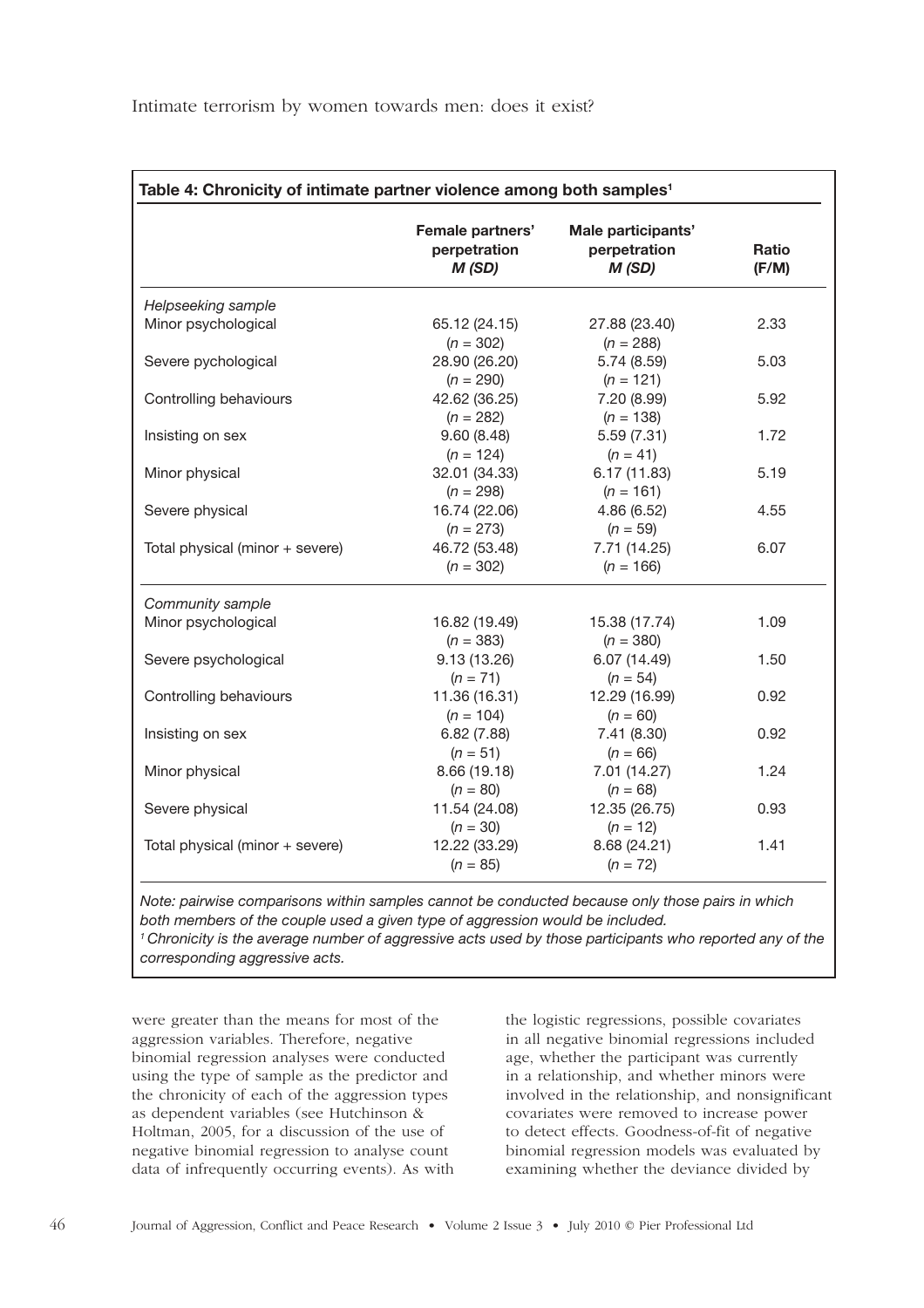**Table 4: Chronicity of intimate partner violence among both samples[1]**

| | Female partners' perpetration *M (SD)* | Male participants' perpetration *M (SD)* | Ratio (F/M) |
|---|---|---|---|
| *Helpseeking sample* | | | |
| Minor psychological | 65.12 (24.15) ($n$ = 302) | 27.88 (23.40) ($n$ = 288) | 2.33 |
| Severe pychological | 28.90 (26.20) ($n$ = 290) | 5.74 (8.59) ($n$ = 121) | 5.03 |
| Controlling behaviours | 42.62 (36.25) ($n$ = 282) | 7.20 (8.99) ($n$ = 138) | 5.92 |
| Insisting on sex | 9.60 (8.48) ($n$ = 124) | 5.59 (7.31) ($n$ = 41) | 1.72 |
| Minor physical | 32.01 (34.33) ($n$ = 298) | 6.17 (11.83) ($n$ = 161) | 5.19 |
| Severe physical | 16.74 (22.06) ($n$ = 273) | 4.86 (6.52) ($n$ = 59) | 4.55 |
| Total physical (minor + severe) | 46.72 (53.48) ($n$ = 302) | 7.71 (14.25) ($n$ = 166) | 6.07 |
| *Community sample* | | | |
| Minor psychological | 16.82 (19.49) ($n$ = 383) | 15.38 (17.74) ($n$ = 380) | 1.09 |
| Severe psychological | 9.13 (13.26) ($n$ = 71) | 6.07 (14.49) ($n$ = 54) | 1.50 |
| Controlling behaviours | 11.36 (16.31) ($n$ = 104) | 12.29 (16.99) ($n$ = 60) | 0.92 |
| Insisting on sex | 6.82 (7.88) ($n$ = 51) | 7.41 (8.30) ($n$ = 66) | 0.92 |
| Minor physical | 8.66 (19.18) ($n$ = 80) | 7.01 (14.27) ($n$ = 68) | 1.24 |
| Severe physical | 11.54 (24.08) ($n$ = 30) | 12.35 (26.75) ($n$ = 12) | 0.93 |
| Total physical (minor + severe) | 12.22 (33.29) ($n$ = 85) | 8.68 (24.21) ($n$ = 72) | 1.41 |

*Note: pairwise comparisons within samples cannot be conducted because only those pairs in which both members of the couple used a given type of aggression would be included.*

*[1] Chronicity is the average number of aggressive acts used by those participants who reported any of the corresponding aggressive acts.*

were greater than the means for most of the aggression variables. Therefore, negative binomial regression analyses were conducted using the type of sample as the predictor and the chronicity of each of the aggression types as dependent variables (see Hutchinson & Holtman, 2005, for a discussion of the use of negative binomial regression to analyse count data of infrequently occurring events). As with the logistic regressions, possible covariates in all negative binomial regressions included age, whether the participant was currently in a relationship, and whether minors were involved in the relationship, and nonsignificant covariates were removed to increase power to detect effects. Goodness-of-fit of negative binomial regression models was evaluated by examining whether the deviance divided by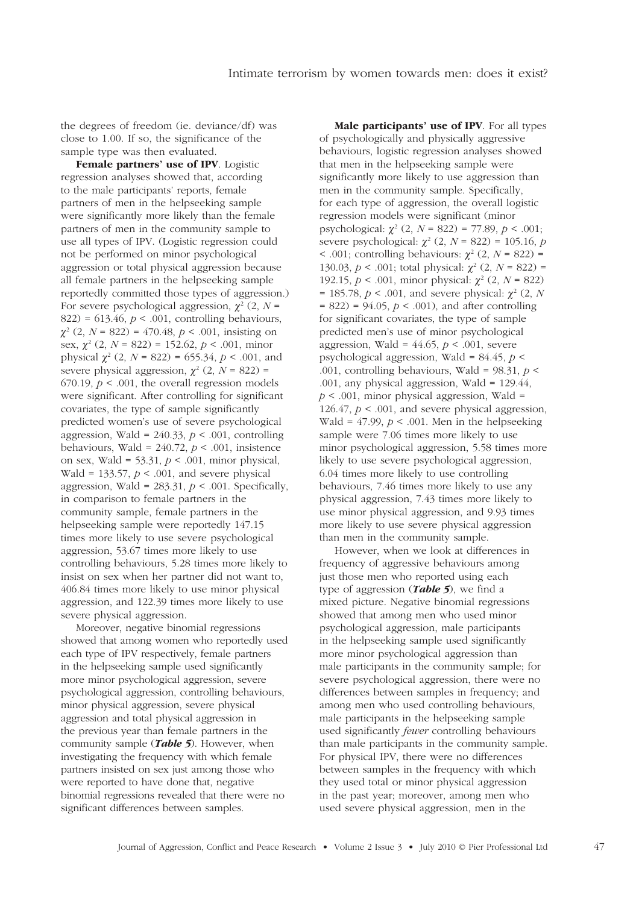the degrees of freedom (ie. deviance/df) was close to 1.00. If so, the significance of the sample type was then evaluated.

**Female partners' use of IPV**. Logistic regression analyses showed that, according to the male participants' reports, female partners of men in the helpseeking sample were significantly more likely than the female partners of men in the community sample to use all types of IPV. (Logistic regression could not be performed on minor psychological aggression or total physical aggression because all female partners in the helpseeking sample reportedly committed those types of aggression.) For severe psychological aggression, $\chi^2$ (2, $N$ = 822) = 613.46, $p$ < .001, controlling behaviours, $\chi^2$ (2, $N$ = 822) = 470.48, $p$ < .001, insisting on sex, $\chi^2$ (2, $N$ = 822) = 152.62, $p$ < .001, minor physical $\chi^2$ (2, $N$ = 822) = 655.34, $p$ < .001, and severe physical aggression, $\chi^2$ (2, $N$ = 822) = 670.19, $p$ < .001, the overall regression models were significant. After controlling for significant covariates, the type of sample significantly predicted women's use of severe psychological aggression, Wald = 240.33, $p$ < .001, controlling behaviours, Wald = 240.72, $p$ < .001, insistence on sex, Wald = 53.31, $p$ < .001, minor physical, Wald = 133.57, $p$ < .001, and severe physical aggression, Wald = 283.31, $p$ < .001. Specifically, in comparison to female partners in the community sample, female partners in the helpseeking sample were reportedly 147.15 times more likely to use severe psychological aggression, 53.67 times more likely to use controlling behaviours, 5.28 times more likely to insist on sex when her partner did not want to, 406.84 times more likely to use minor physical aggression, and 122.39 times more likely to use severe physical aggression.

Moreover, negative binomial regressions showed that among women who reportedly used each type of IPV respectively, female partners in the helpseeking sample used significantly more minor psychological aggression, severe psychological aggression, controlling behaviours, minor physical aggression, severe physical aggression and total physical aggression in the previous year than female partners in the community sample (***Table 5***). However, when investigating the frequency with which female partners insisted on sex just among those who were reported to have done that, negative binomial regressions revealed that there were no significant differences between samples.

**Male participants' use of IPV**. For all types of psychologically and physically aggressive behaviours, logistic regression analyses showed that men in the helpseeking sample were significantly more likely to use aggression than men in the community sample. Specifically, for each type of aggression, the overall logistic regression models were significant (minor psychological: $\chi^2$ (2, $N$ = 822) = 77.89, $p$ < .001; severe psychological: $\chi^2$ (2, $N$ = 822) = 105.16, $p$ < .001; controlling behaviours: $\chi^2$ (2, $N$ = 822) = 130.03, $p$ < .001; total physical: $\chi^2$ (2, $N$ = 822) = 192.15, $p$ < .001, minor physical: $\chi^2$ (2, $N$ = 822) = 185.78, $p$ < .001, and severe physical: $\chi^2$ (2, $N$ = 822) = 94.05, $p$ < .001), and after controlling for significant covariates, the type of sample predicted men's use of minor psychological aggression, Wald = 44.65, $p$ < .001, severe psychological aggression, Wald = 84.45, $p$ < .001, controlling behaviours, Wald = 98.31, $p$ < .001, any physical aggression, Wald = 129.44, $p$ < .001, minor physical aggression, Wald = 126.47, $p$ < .001, and severe physical aggression, Wald = 47.99, $p$ < .001. Men in the helpseeking sample were 7.06 times more likely to use minor psychological aggression, 5.58 times more likely to use severe psychological aggression, 6.04 times more likely to use controlling behaviours, 7.46 times more likely to use any physical aggression, 7.43 times more likely to use minor physical aggression, and 9.93 times more likely to use severe physical aggression than men in the community sample.

However, when we look at differences in frequency of aggressive behaviours among just those men who reported using each type of aggression (***Table 5***), we find a mixed picture. Negative binomial regressions showed that among men who used minor psychological aggression, male participants in the helpseeking sample used significantly more minor psychological aggression than male participants in the community sample; for severe psychological aggression, there were no differences between samples in frequency; and among men who used controlling behaviours, male participants in the helpseeking sample used significantly *fewer* controlling behaviours than male participants in the community sample. For physical IPV, there were no differences between samples in the frequency with which they used total or minor physical aggression in the past year; moreover, among men who used severe physical aggression, men in the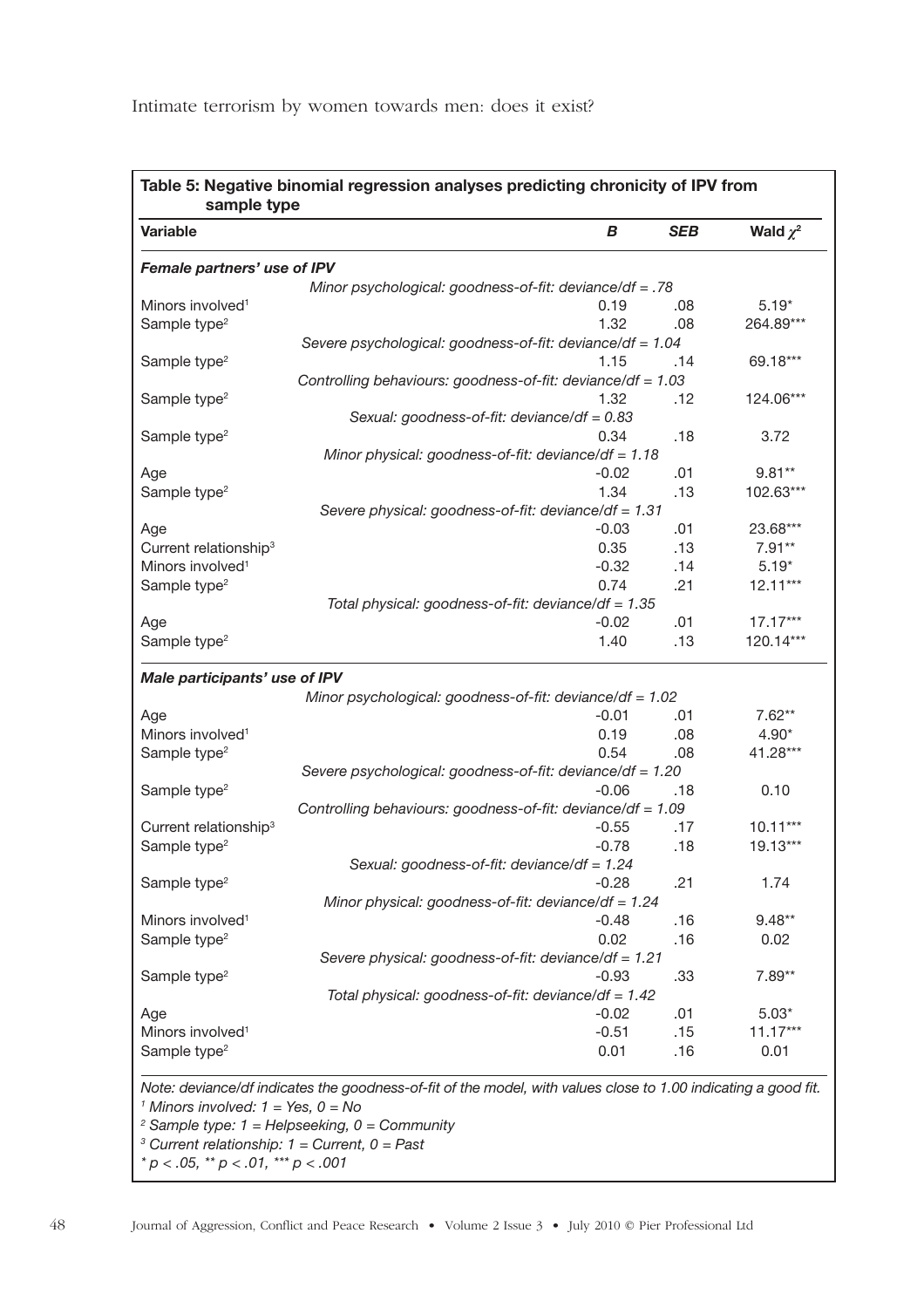**Table 5: Negative binomial regression analyses predicting chronicity of IPV from sample type**

| Variable | *B* | *SEB* | Wald $\chi^2$ |
|---|---|---|---|
| ***Female partners' use of IPV*** | | | |
| *Minor psychological: goodness-of-fit: deviance/df = .78* | | | |
| Minors involved[1] | 0.19 | .08 | 5.19* |
| Sample type[2] | 1.32 | .08 | 264.89*** |
| *Severe psychological: goodness-of-fit: deviance/df = 1.04* | | | |
| Sample type[2] | 1.15 | .14 | 69.18*** |
| *Controlling behaviours: goodness-of-fit: deviance/df = 1.03* | | | |
| Sample type[2] | 1.32 | .12 | 124.06*** |
| *Sexual: goodness-of-fit: deviance/df = 0.83* | | | |
| Sample type[2] | 0.34 | .18 | 3.72 |
| *Minor physical: goodness-of-fit: deviance/df = 1.18* | | | |
| Age | -0.02 | .01 | 9.81** |
| Sample type[2] | 1.34 | .13 | 102.63*** |
| *Severe physical: goodness-of-fit: deviance/df = 1.31* | | | |
| Age | -0.03 | .01 | 23.68*** |
| Current relationship[3] | 0.35 | .13 | 7.91** |
| Minors involved[1] | -0.32 | .14 | 5.19* |
| Sample type[2] | 0.74 | .21 | 12.11*** |
| *Total physical: goodness-of-fit: deviance/df = 1.35* | | | |
| Age | -0.02 | .01 | 17.17*** |
| Sample type[2] | 1.40 | .13 | 120.14*** |
| ***Male participants' use of IPV*** | | | |
| *Minor psychological: goodness-of-fit: deviance/df = 1.02* | | | |
| Age | -0.01 | .01 | 7.62** |
| Minors involved[1] | 0.19 | .08 | 4.90* |
| Sample type[2] | 0.54 | .08 | 41.28*** |
| *Severe psychological: goodness-of-fit: deviance/df = 1.20* | | | |
| Sample type[2] | -0.06 | .18 | 0.10 |
| *Controlling behaviours: goodness-of-fit: deviance/df = 1.09* | | | |
| Current relationship[3] | -0.55 | .17 | 10.11*** |
| Sample type[2] | -0.78 | .18 | 19.13*** |
| *Sexual: goodness-of-fit: deviance/df = 1.24* | | | |
| Sample type[2] | -0.28 | .21 | 1.74 |
| *Minor physical: goodness-of-fit: deviance/df = 1.24* | | | |
| Minors involved[1] | -0.48 | .16 | 9.48** |
| Sample type[2] | 0.02 | .16 | 0.02 |
| *Severe physical: goodness-of-fit: deviance/df = 1.21* | | | |
| Sample type[2] | -0.93 | .33 | 7.89** |
| *Total physical: goodness-of-fit: deviance/df = 1.42* | | | |
| Age | -0.02 | .01 | 5.03* |
| Minors involved[1] | -0.51 | .15 | 11.17*** |
| Sample type[2] | 0.01 | .16 | 0.01 |

*Note: deviance/df indicates the goodness-of-fit of the model, with values close to 1.00 indicating a good fit.*
*[1] Minors involved: 1 = Yes, 0 = No*
*[2] Sample type: 1 = Helpseeking, 0 = Community*
*[3] Current relationship: 1 = Current, 0 = Past*
*\* p < .05, \*\* p < .01, \*\*\* p < .001*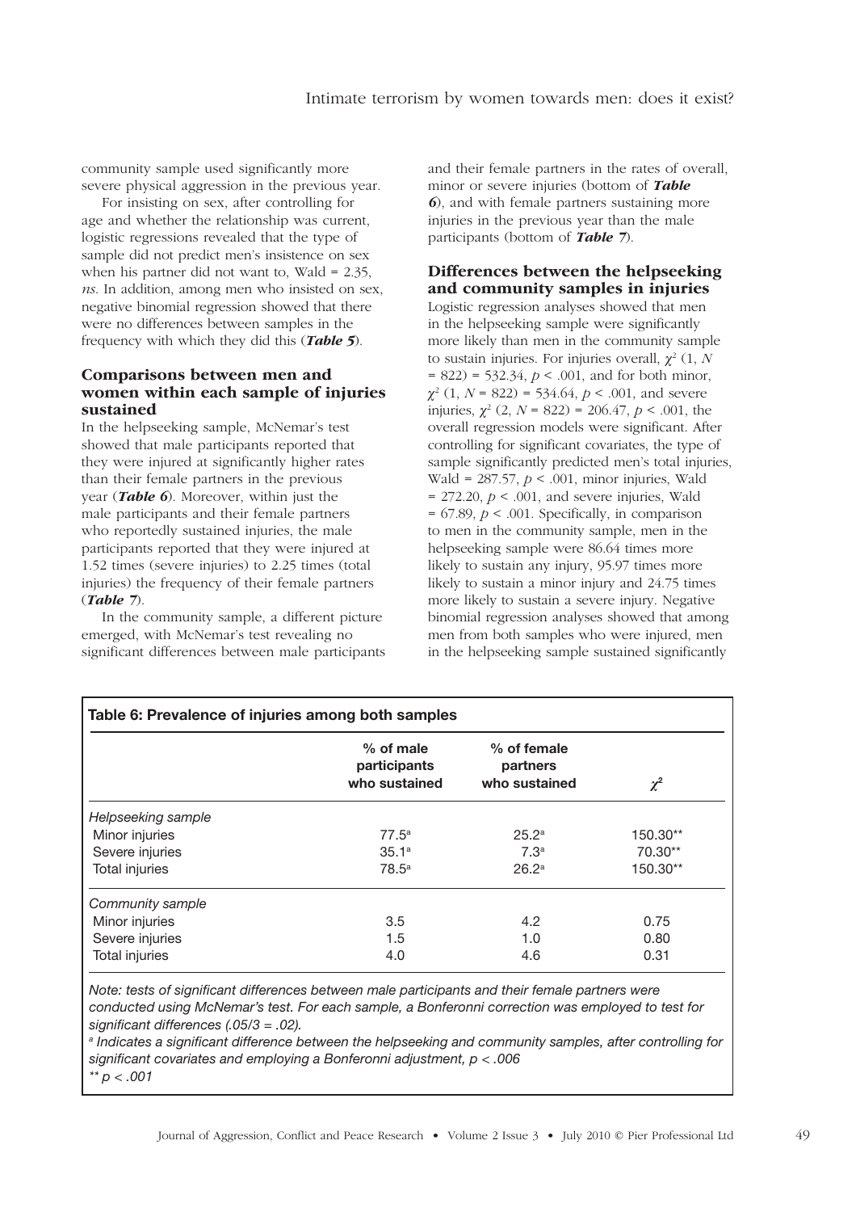community sample used significantly more severe physical aggression in the previous year.

For insisting on sex, after controlling for age and whether the relationship was current, logistic regressions revealed that the type of sample did not predict men's insistence on sex when his partner did not want to, Wald = 2.35, *ns*. In addition, among men who insisted on sex, negative binomial regression showed that there were no differences between samples in the frequency with which they did this (***Table 5***).

### Comparisons between men and women within each sample of injuries sustained

In the helpseeking sample, McNemar's test showed that male participants reported that they were injured at significantly higher rates than their female partners in the previous year (***Table 6***). Moreover, within just the male participants and their female partners who reportedly sustained injuries, the male participants reported that they were injured at 1.52 times (severe injuries) to 2.25 times (total injuries) the frequency of their female partners (***Table 7***).

In the community sample, a different picture emerged, with McNemar's test revealing no significant differences between male participants and their female partners in the rates of overall, minor or severe injuries (bottom of ***Table 6***), and with female partners sustaining more injuries in the previous year than the male participants (bottom of ***Table 7***).

### Differences between the helpseeking and community samples in injuries

Logistic regression analyses showed that men in the helpseeking sample were significantly more likely than men in the community sample to sustain injuries. For injuries overall, $\chi^2$ (1, $N$ = 822) = 532.34, $p < .001$, and for both minor, $\chi^2$ (1, $N$ = 822) = 534.64, $p < .001$, and severe injuries, $\chi^2$ (2, $N$ = 822) = 206.47, $p < .001$, the overall regression models were significant. After controlling for significant covariates, the type of sample significantly predicted men's total injuries, Wald = 287.57, $p < .001$, minor injuries, Wald = 272.20, $p < .001$, and severe injuries, Wald = 67.89, $p < .001$. Specifically, in comparison to men in the community sample, men in the helpseeking sample were 86.64 times more likely to sustain any injury, 95.97 times more likely to sustain a minor injury and 24.75 times more likely to sustain a severe injury. Negative binomial regression analyses showed that among men from both samples who were injured, men in the helpseeking sample sustained significantly

**Table 6: Prevalence of injuries among both samples**

| | % of male participants who sustained | % of female partners who sustained | $\chi^2$ |
|---|---|---|---|
| *Helpseeking sample* | | | |
| Minor injuries | 77.5[a] | 25.2[a] | 150.30** |
| Severe injuries | 35.1[a] | 7.3[a] | 70.30** |
| Total injuries | 78.5[a] | 26.2[a] | 150.30** |
| *Community sample* | | | |
| Minor injuries | 3.5 | 4.2 | 0.75 |
| Severe injuries | 1.5 | 1.0 | 0.80 |
| Total injuries | 4.0 | 4.6 | 0.31 |

*Note: tests of significant differences between male participants and their female partners were conducted using McNemar's test. For each sample, a Bonferonni correction was employed to test for significant differences (.05/3 = .02).*

*[a] Indicates a significant difference between the helpseeking and community samples, after controlling for significant covariates and employing a Bonferonni adjustment, $p < .006$*

*** $p < .001$*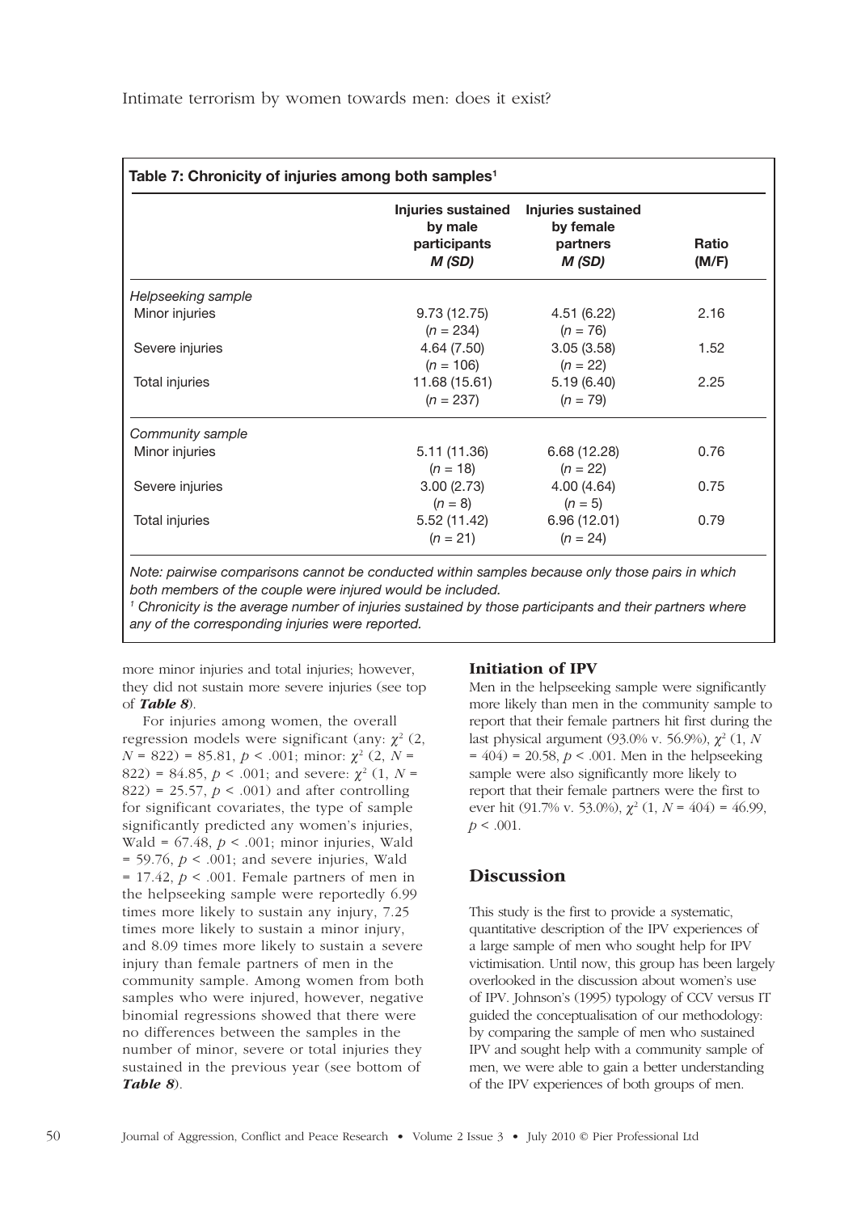**Table 7: Chronicity of injuries among both samples[1]**

| | Injuries sustained by male participants *M (SD)* | Injuries sustained by female partners *M (SD)* | Ratio (M/F) |
|---|---|---|---|
| *Helpseeking sample* | | | |
| Minor injuries | 9.73 (12.75) ($n$ = 234) | 4.51 (6.22) ($n$ = 76) | 2.16 |
| Severe injuries | 4.64 (7.50) ($n$ = 106) | 3.05 (3.58) ($n$ = 22) | 1.52 |
| Total injuries | 11.68 (15.61) ($n$ = 237) | 5.19 (6.40) ($n$ = 79) | 2.25 |
| *Community sample* | | | |
| Minor injuries | 5.11 (11.36) ($n$ = 18) | 6.68 (12.28) ($n$ = 22) | 0.76 |
| Severe injuries | 3.00 (2.73) ($n$ = 8) | 4.00 (4.64) ($n$ = 5) | 0.75 |
| Total injuries | 5.52 (11.42) ($n$ = 21) | 6.96 (12.01) ($n$ = 24) | 0.79 |

*Note: pairwise comparisons cannot be conducted within samples because only those pairs in which both members of the couple were injured would be included.*

*[1] Chronicity is the average number of injuries sustained by those participants and their partners where any of the corresponding injuries were reported.*

more minor injuries and total injuries; however, they did not sustain more severe injuries (see top of ***Table 8***).

For injuries among women, the overall regression models were significant (any: $\chi^2$ (2, $N$ = 822) = 85.81, $p < .001$; minor: $\chi^2$ (2, $N$ = 822) = 84.85, $p < .001$; and severe: $\chi^2$ (1, $N$ = 822) = 25.57, $p < .001$) and after controlling for significant covariates, the type of sample significantly predicted any women's injuries, Wald = 67.48, $p < .001$; minor injuries, Wald = 59.76, $p < .001$; and severe injuries, Wald = 17.42, $p < .001$. Female partners of men in the helpseeking sample were reportedly 6.99 times more likely to sustain any injury, 7.25 times more likely to sustain a minor injury, and 8.09 times more likely to sustain a severe injury than female partners of men in the community sample. Among women from both samples who were injured, however, negative binomial regressions showed that there were no differences between the samples in the number of minor, severe or total injuries they sustained in the previous year (see bottom of ***Table 8***).

### Initiation of IPV

Men in the helpseeking sample were significantly more likely than men in the community sample to report that their female partners hit first during the last physical argument (93.0% v. 56.9%), $\chi^2$ (1, $N$ = 404) = 20.58, $p < .001$. Men in the helpseeking sample were also significantly more likely to report that their female partners were the first to ever hit (91.7% v. 53.0%), $\chi^2$ (1, $N$ = 404) = 46.99, $p < .001$.

## Discussion

This study is the first to provide a systematic, quantitative description of the IPV experiences of a large sample of men who sought help for IPV victimisation. Until now, this group has been largely overlooked in the discussion about women's use of IPV. Johnson's (1995) typology of CCV versus IT guided the conceptualisation of our methodology: by comparing the sample of men who sustained IPV and sought help with a community sample of men, we were able to gain a better understanding of the IPV experiences of both groups of men.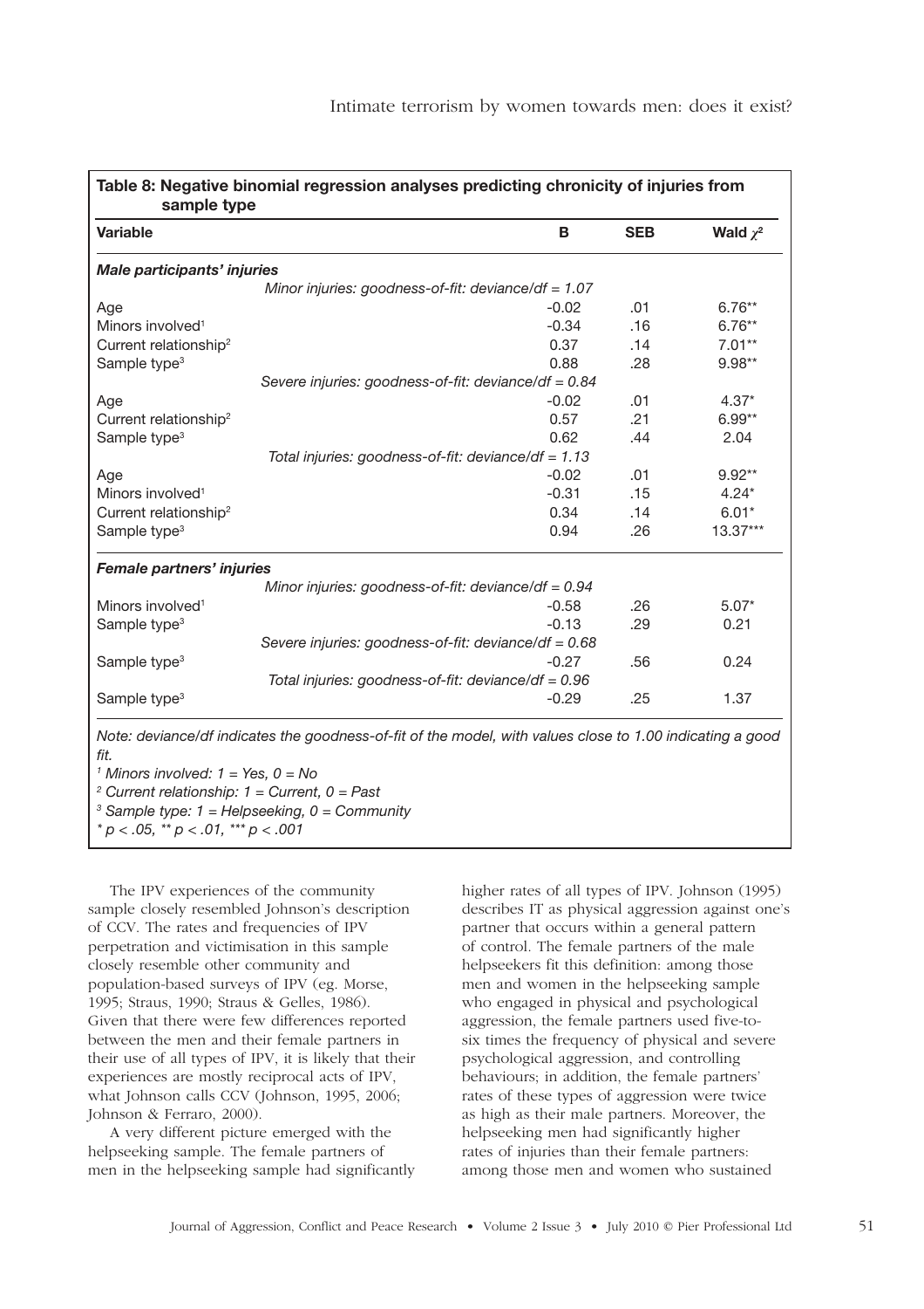**Table 8: Negative binomial regression analyses predicting chronicity of injuries from sample type**

| Variable | B | SEB | Wald $\chi^2$ |
|---|---|---|---|
| ***Male participants' injuries*** | | | |
| *Minor injuries: goodness-of-fit: deviance/df = 1.07* | | | |
| Age | -0.02 | .01 | 6.76** |
| Minors involved[1] | -0.34 | .16 | 6.76** |
| Current relationship[2] | 0.37 | .14 | 7.01** |
| Sample type[3] | 0.88 | .28 | 9.98** |
| *Severe injuries: goodness-of-fit: deviance/df = 0.84* | | | |
| Age | -0.02 | .01 | 4.37* |
| Current relationship[2] | 0.57 | .21 | 6.99** |
| Sample type[3] | 0.62 | .44 | 2.04 |
| *Total injuries: goodness-of-fit: deviance/df = 1.13* | | | |
| Age | -0.02 | .01 | 9.92** |
| Minors involved[1] | -0.31 | .15 | 4.24* |
| Current relationship[2] | 0.34 | .14 | 6.01* |
| Sample type[3] | 0.94 | .26 | 13.37*** |
| ***Female partners' injuries*** | | | |
| *Minor injuries: goodness-of-fit: deviance/df = 0.94* | | | |
| Minors involved[1] | -0.58 | .26 | 5.07* |
| Sample type[3] | -0.13 | .29 | 0.21 |
| *Severe injuries: goodness-of-fit: deviance/df = 0.68* | | | |
| Sample type[3] | -0.27 | .56 | 0.24 |
| *Total injuries: goodness-of-fit: deviance/df = 0.96* | | | |
| Sample type[3] | -0.29 | .25 | 1.37 |

*Note: deviance/df indicates the goodness-of-fit of the model, with values close to 1.00 indicating a good fit.*

*[1] Minors involved: 1 = Yes, 0 = No*

*[2] Current relationship: 1 = Current, 0 = Past*

*[3] Sample type: 1 = Helpseeking, 0 = Community*

*\* p < .05, \*\* p < .01, \*\*\* p < .001*

The IPV experiences of the community sample closely resembled Johnson's description of CCV. The rates and frequencies of IPV perpetration and victimisation in this sample closely resemble other community and population-based surveys of IPV (eg. Morse, 1995; Straus, 1990; Straus & Gelles, 1986). Given that there were few differences reported between the men and their female partners in their use of all types of IPV, it is likely that their experiences are mostly reciprocal acts of IPV, what Johnson calls CCV (Johnson, 1995, 2006; Johnson & Ferraro, 2000).

A very different picture emerged with the helpseeking sample. The female partners of men in the helpseeking sample had significantly higher rates of all types of IPV. Johnson (1995) describes IT as physical aggression against one's partner that occurs within a general pattern of control. The female partners of the male helpseekers fit this definition: among those men and women in the helpseeking sample who engaged in physical and psychological aggression, the female partners used five-to-six times the frequency of physical and severe psychological aggression, and controlling behaviours; in addition, the female partners' rates of these types of aggression were twice as high as their male partners. Moreover, the helpseeking men had significantly higher rates of injuries than their female partners: among those men and women who sustained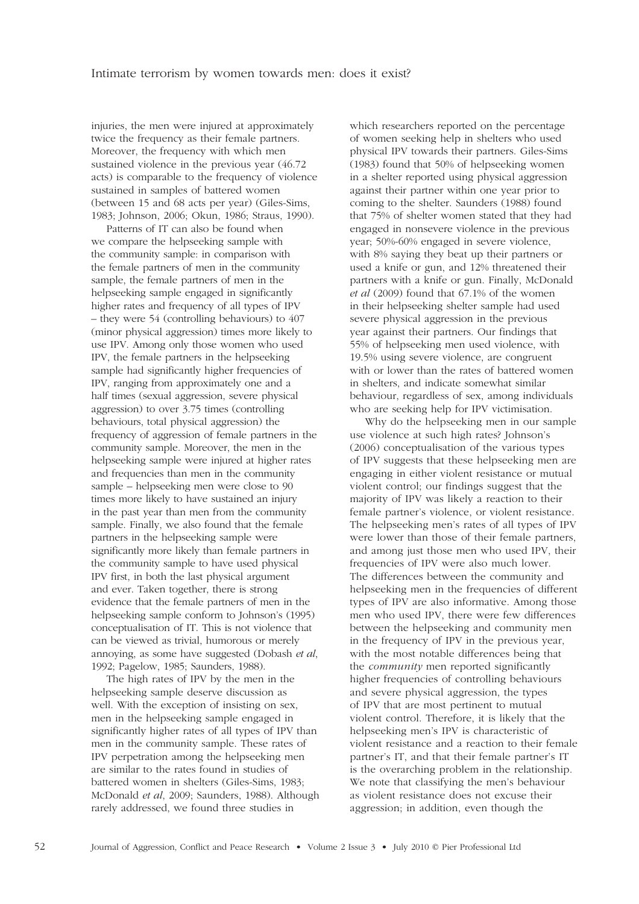injuries, the men were injured at approximately twice the frequency as their female partners. Moreover, the frequency with which men sustained violence in the previous year (46.72 acts) is comparable to the frequency of violence sustained in samples of battered women (between 15 and 68 acts per year) (Giles-Sims, 1983; Johnson, 2006; Okun, 1986; Straus, 1990).

Patterns of IT can also be found when we compare the helpseeking sample with the community sample: in comparison with the female partners of men in the community sample, the female partners of men in the helpseeking sample engaged in significantly higher rates and frequency of all types of IPV – they were 54 (controlling behaviours) to 407 (minor physical aggression) times more likely to use IPV. Among only those women who used IPV, the female partners in the helpseeking sample had significantly higher frequencies of IPV, ranging from approximately one and a half times (sexual aggression, severe physical aggression) to over 3.75 times (controlling behaviours, total physical aggression) the frequency of aggression of female partners in the community sample. Moreover, the men in the helpseeking sample were injured at higher rates and frequencies than men in the community sample – helpseeking men were close to 90 times more likely to have sustained an injury in the past year than men from the community sample. Finally, we also found that the female partners in the helpseeking sample were significantly more likely than female partners in the community sample to have used physical IPV first, in both the last physical argument and ever. Taken together, there is strong evidence that the female partners of men in the helpseeking sample conform to Johnson's (1995) conceptualisation of IT. This is not violence that can be viewed as trivial, humorous or merely annoying, as some have suggested (Dobash *et al*, 1992; Pagelow, 1985; Saunders, 1988).

The high rates of IPV by the men in the helpseeking sample deserve discussion as well. With the exception of insisting on sex, men in the helpseeking sample engaged in significantly higher rates of all types of IPV than men in the community sample. These rates of IPV perpetration among the helpseeking men are similar to the rates found in studies of battered women in shelters (Giles-Sims, 1983; McDonald *et al*, 2009; Saunders, 1988). Although rarely addressed, we found three studies in which researchers reported on the percentage of women seeking help in shelters who used physical IPV towards their partners. Giles-Sims (1983) found that 50% of helpseeking women in a shelter reported using physical aggression against their partner within one year prior to coming to the shelter. Saunders (1988) found that 75% of shelter women stated that they had engaged in nonsevere violence in the previous year; 50%-60% engaged in severe violence, with 8% saying they beat up their partners or used a knife or gun, and 12% threatened their partners with a knife or gun. Finally, McDonald *et al* (2009) found that 67.1% of the women in their helpseeking shelter sample had used severe physical aggression in the previous year against their partners. Our findings that 55% of helpseeking men used violence, with 19.5% using severe violence, are congruent with or lower than the rates of battered women in shelters, and indicate somewhat similar behaviour, regardless of sex, among individuals who are seeking help for IPV victimisation.

Why do the helpseeking men in our sample use violence at such high rates? Johnson's (2006) conceptualisation of the various types of IPV suggests that these helpseeking men are engaging in either violent resistance or mutual violent control; our findings suggest that the majority of IPV was likely a reaction to their female partner's violence, or violent resistance. The helpseeking men's rates of all types of IPV were lower than those of their female partners, and among just those men who used IPV, their frequencies of IPV were also much lower. The differences between the community and helpseeking men in the frequencies of different types of IPV are also informative. Among those men who used IPV, there were few differences between the helpseeking and community men in the frequency of IPV in the previous year, with the most notable differences being that the *community* men reported significantly higher frequencies of controlling behaviours and severe physical aggression, the types of IPV that are most pertinent to mutual violent control. Therefore, it is likely that the helpseeking men's IPV is characteristic of violent resistance and a reaction to their female partner's IT, and that their female partner's IT is the overarching problem in the relationship. We note that classifying the men's behaviour as violent resistance does not excuse their aggression; in addition, even though the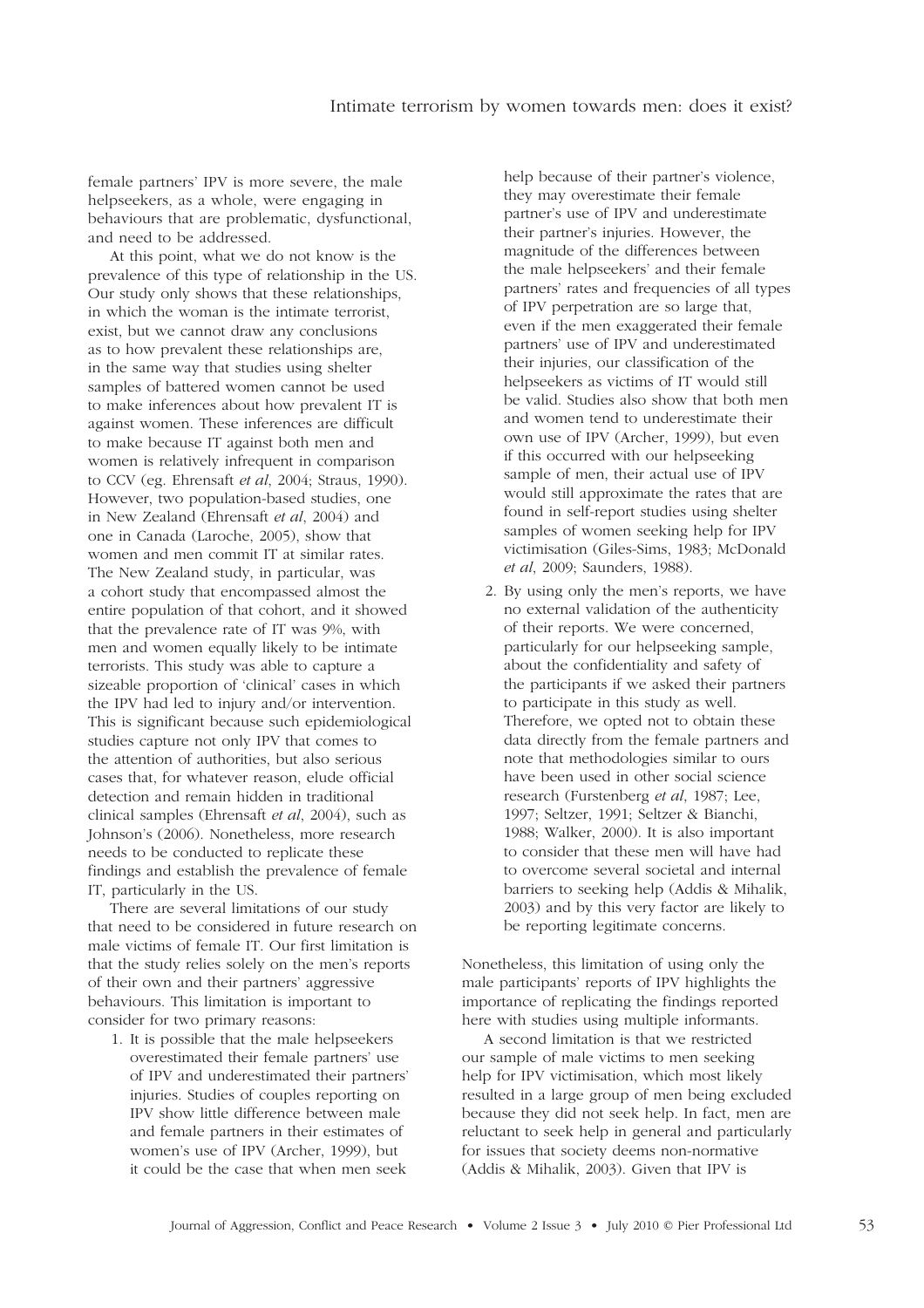female partners' IPV is more severe, the male helpseekers, as a whole, were engaging in behaviours that are problematic, dysfunctional, and need to be addressed.

At this point, what we do not know is the prevalence of this type of relationship in the US. Our study only shows that these relationships, in which the woman is the intimate terrorist, exist, but we cannot draw any conclusions as to how prevalent these relationships are, in the same way that studies using shelter samples of battered women cannot be used to make inferences about how prevalent IT is against women. These inferences are difficult to make because IT against both men and women is relatively infrequent in comparison to CCV (eg. Ehrensaft *et al*, 2004; Straus, 1990). However, two population-based studies, one in New Zealand (Ehrensaft *et al*, 2004) and one in Canada (Laroche, 2005), show that women and men commit IT at similar rates. The New Zealand study, in particular, was a cohort study that encompassed almost the entire population of that cohort, and it showed that the prevalence rate of IT was 9%, with men and women equally likely to be intimate terrorists. This study was able to capture a sizeable proportion of 'clinical' cases in which the IPV had led to injury and/or intervention. This is significant because such epidemiological studies capture not only IPV that comes to the attention of authorities, but also serious cases that, for whatever reason, elude official detection and remain hidden in traditional clinical samples (Ehrensaft *et al*, 2004), such as Johnson's (2006). Nonetheless, more research needs to be conducted to replicate these findings and establish the prevalence of female IT, particularly in the US.

There are several limitations of our study that need to be considered in future research on male victims of female IT. Our first limitation is that the study relies solely on the men's reports of their own and their partners' aggressive behaviours. This limitation is important to consider for two primary reasons:

1. It is possible that the male helpseekers overestimated their female partners' use of IPV and underestimated their partners' injuries. Studies of couples reporting on IPV show little difference between male and female partners in their estimates of women's use of IPV (Archer, 1999), but it could be the case that when men seek help because of their partner's violence, they may overestimate their female partner's use of IPV and underestimate their partner's injuries. However, the magnitude of the differences between the male helpseekers' and their female partners' rates and frequencies of all types of IPV perpetration are so large that, even if the men exaggerated their female partners' use of IPV and underestimated their injuries, our classification of the helpseekers as victims of IT would still be valid. Studies also show that both men and women tend to underestimate their own use of IPV (Archer, 1999), but even if this occurred with our helpseeking sample of men, their actual use of IPV would still approximate the rates that are found in self-report studies using shelter samples of women seeking help for IPV victimisation (Giles-Sims, 1983; McDonald *et al*, 2009; Saunders, 1988).
2. By using only the men's reports, we have no external validation of the authenticity of their reports. We were concerned, particularly for our helpseeking sample, about the confidentiality and safety of the participants if we asked their partners to participate in this study as well. Therefore, we opted not to obtain these data directly from the female partners and note that methodologies similar to ours have been used in other social science research (Furstenberg *et al*, 1987; Lee, 1997; Seltzer, 1991; Seltzer & Bianchi, 1988; Walker, 2000). It is also important to consider that these men will have had to overcome several societal and internal barriers to seeking help (Addis & Mihalik, 2003) and by this very factor are likely to be reporting legitimate concerns.

Nonetheless, this limitation of using only the male participants' reports of IPV highlights the importance of replicating the findings reported here with studies using multiple informants.

A second limitation is that we restricted our sample of male victims to men seeking help for IPV victimisation, which most likely resulted in a large group of men being excluded because they did not seek help. In fact, men are reluctant to seek help in general and particularly for issues that society deems non-normative (Addis & Mihalik, 2003). Given that IPV is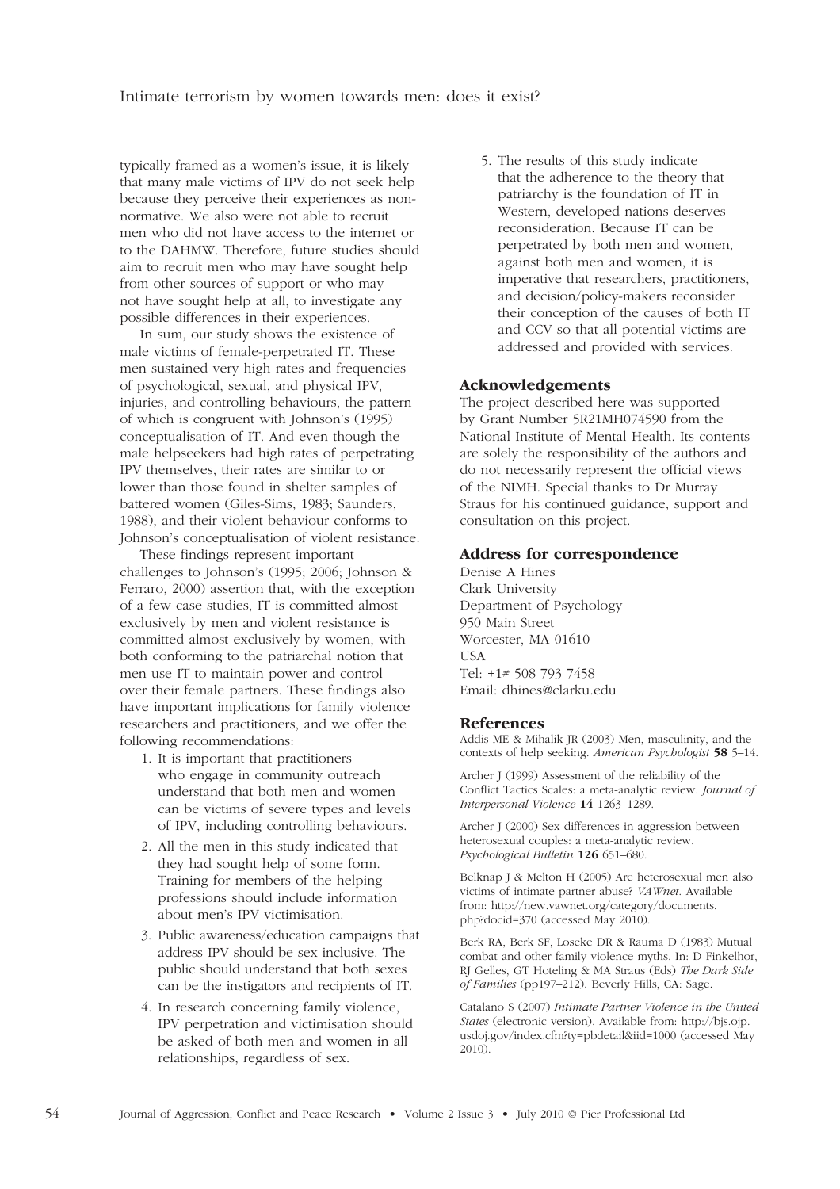typically framed as a women's issue, it is likely that many male victims of IPV do not seek help because they perceive their experiences as non-normative. We also were not able to recruit men who did not have access to the internet or to the DAHMW. Therefore, future studies should aim to recruit men who may have sought help from other sources of support or who may not have sought help at all, to investigate any possible differences in their experiences.

In sum, our study shows the existence of male victims of female-perpetrated IT. These men sustained very high rates and frequencies of psychological, sexual, and physical IPV, injuries, and controlling behaviours, the pattern of which is congruent with Johnson's (1995) conceptualisation of IT. And even though the male helpseekers had high rates of perpetrating IPV themselves, their rates are similar to or lower than those found in shelter samples of battered women (Giles-Sims, 1983; Saunders, 1988), and their violent behaviour conforms to Johnson's conceptualisation of violent resistance.

These findings represent important challenges to Johnson's (1995; 2006; Johnson & Ferraro, 2000) assertion that, with the exception of a few case studies, IT is committed almost exclusively by men and violent resistance is committed almost exclusively by women, with both conforming to the patriarchal notion that men use IT to maintain power and control over their female partners. These findings also have important implications for family violence researchers and practitioners, and we offer the following recommendations:

1. It is important that practitioners who engage in community outreach understand that both men and women can be victims of severe types and levels of IPV, including controlling behaviours.
2. All the men in this study indicated that they had sought help of some form. Training for members of the helping professions should include information about men's IPV victimisation.
3. Public awareness/education campaigns that address IPV should be sex inclusive. The public should understand that both sexes can be the instigators and recipients of IT.
4. In research concerning family violence, IPV perpetration and victimisation should be asked of both men and women in all relationships, regardless of sex.
5. The results of this study indicate that the adherence to the theory that patriarchy is the foundation of IT in Western, developed nations deserves reconsideration. Because IT can be perpetrated by both men and women, against both men and women, it is imperative that researchers, practitioners, and decision/policy-makers reconsider their conception of the causes of both IT and CCV so that all potential victims are addressed and provided with services.

## Acknowledgements

The project described here was supported by Grant Number 5R21MH074590 from the National Institute of Mental Health. Its contents are solely the responsibility of the authors and do not necessarily represent the official views of the NIMH. Special thanks to Dr Murray Straus for his continued guidance, support and consultation on this project.

## Address for correspondence

Denise A Hines
Clark University
Department of Psychology
950 Main Street
Worcester, MA 01610
USA
Tel: +1# 508 793 7458
Email: dhines@clarku.edu

## References

Addis ME & Mihalik JR (2003) Men, masculinity, and the contexts of help seeking. *American Psychologist* **58** 5–14.

Archer J (1999) Assessment of the reliability of the Conflict Tactics Scales: a meta-analytic review. *Journal of Interpersonal Violence* **14** 1263–1289.

Archer J (2000) Sex differences in aggression between heterosexual couples: a meta-analytic review. *Psychological Bulletin* **126** 651–680.

Belknap J & Melton H (2005) Are heterosexual men also victims of intimate partner abuse? *VAWnet*. Available from: http://new.vawnet.org/category/documents.php?docid=370 (accessed May 2010).

Berk RA, Berk SF, Loseke DR & Rauma D (1983) Mutual combat and other family violence myths. In: D Finkelhor, RJ Gelles, GT Hoteling & MA Straus (Eds) *The Dark Side of Families* (pp197–212). Beverly Hills, CA: Sage.

Catalano S (2007) *Intimate Partner Violence in the United States* (electronic version). Available from: http://bjs.ojp.usdoj.gov/index.cfm?ty=pbdetail&iid=1000 (accessed May 2010).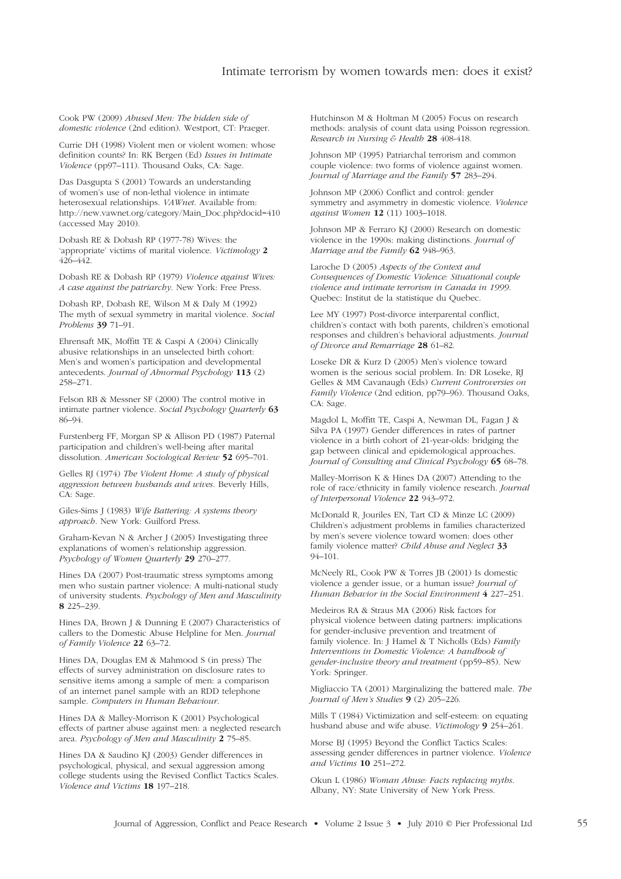Cook PW (2009) *Abused Men: The hidden side of domestic violence* (2nd edition). Westport, CT: Praeger.

Currie DH (1998) Violent men or violent women: whose definition counts? In: RK Bergen (Ed) *Issues in Intimate Violence* (pp97–111). Thousand Oaks, CA: Sage.

Das Dasgupta S (2001) Towards an understanding of women's use of non-lethal violence in intimate heterosexual relationships. *VAWnet*. Available from: http://new.vawnet.org/category/Main_Doc.php?docid=410 (accessed May 2010).

Dobash RE & Dobash RP (1977-78) Wives: the 'appropriate' victims of marital violence. *Victimology* **2** 426–442.

Dobash RE & Dobash RP (1979) *Violence against Wives: A case against the patriarchy*. New York: Free Press.

Dobash RP, Dobash RE, Wilson M & Daly M (1992) The myth of sexual symmetry in marital violence. *Social Problems* **39** 71–91.

Ehrensaft MK, Moffitt TE & Caspi A (2004) Clinically abusive relationships in an unselected birth cohort: Men's and women's participation and developmental antecedents. *Journal of Abnormal Psychology* **113** (2) 258–271.

Felson RB & Messner SF (2000) The control motive in intimate partner violence. *Social Psychology Quarterly* **63** 86–94.

Furstenberg FF, Morgan SP & Allison PD (1987) Paternal participation and children's well-being after marital dissolution. *American Sociological Review* **52** 695–701.

Gelles RJ (1974) *The Violent Home: A study of physical aggression between husbands and wives*. Beverly Hills, CA: Sage.

Giles-Sims J (1983) *Wife Battering: A systems theory approach*. New York: Guilford Press.

Graham-Kevan N & Archer J (2005) Investigating three explanations of women's relationship aggression. *Psychology of Women Quarterly* **29** 270–277.

Hines DA (2007) Post-traumatic stress symptoms among men who sustain partner violence: A multi-national study of university students. *Psychology of Men and Masculinity* **8** 225–239.

Hines DA, Brown J & Dunning E (2007) Characteristics of callers to the Domestic Abuse Helpline for Men. *Journal of Family Violence* **22** 63–72.

Hines DA, Douglas EM & Mahmood S (in press) The effects of survey administration on disclosure rates to sensitive items among a sample of men: a comparison of an internet panel sample with an RDD telephone sample. *Computers in Human Behaviour*.

Hines DA & Malley-Morrison K (2001) Psychological effects of partner abuse against men: a neglected research area. *Psychology of Men and Masculinity* **2** 75–85.

Hines DA & Saudino KJ (2003) Gender differences in psychological, physical, and sexual aggression among college students using the Revised Conflict Tactics Scales. *Violence and Victims* **18** 197–218.

Hutchinson M & Holtman M (2005) Focus on research methods: analysis of count data using Poisson regression. *Research in Nursing & Health* **28** 408-418.

Johnson MP (1995) Patriarchal terrorism and common couple violence: two forms of violence against women. *Journal of Marriage and the Family* **57** 283–294.

Johnson MP (2006) Conflict and control: gender symmetry and asymmetry in domestic violence. *Violence against Women* **12** (11) 1003–1018.

Johnson MP & Ferraro KJ (2000) Research on domestic violence in the 1990s: making distinctions. *Journal of Marriage and the Family* **62** 948–963.

Laroche D (2005) *Aspects of the Context and Consequences of Domestic Violence: Situational couple violence and intimate terrorism in Canada in 1999*. Quebec: Institut de la statistique du Quebec.

Lee MY (1997) Post-divorce interparental conflict, children's contact with both parents, children's emotional responses and children's behavioral adjustments. *Journal of Divorce and Remarriage* **28** 61–82.

Loseke DR & Kurz D (2005) Men's violence toward women is the serious social problem. In: DR Loseke, RJ Gelles & MM Cavanaugh (Eds) *Current Controversies on Family Violence* (2nd edition, pp79–96). Thousand Oaks, CA: Sage.

Magdol L, Moffitt TE, Caspi A, Newman DL, Fagan J & Silva PA (1997) Gender differences in rates of partner violence in a birth cohort of 21-year-olds: bridging the gap between clinical and epidemiological approaches. *Journal of Consulting and Clinical Psychology* **65** 68–78.

Malley-Morrison K & Hines DA (2007) Attending to the role of race/ethnicity in family violence research. *Journal of Interpersonal Violence* **22** 943–972.

McDonald R, Jouriles EN, Tart CD & Minze LC (2009) Children's adjustment problems in families characterized by men's severe violence toward women: does other family violence matter? *Child Abuse and Neglect* **33** 94–101.

McNeely RL, Cook PW & Torres JB (2001) Is domestic violence a gender issue, or a human issue? *Journal of Human Behavior in the Social Environment* **4** 227–251.

Medeiros RA & Straus MA (2006) Risk factors for physical violence between dating partners: implications for gender-inclusive prevention and treatment of family violence. In: J Hamel & T Nicholls (Eds) *Family Interventions in Domestic Violence: A handbook of gender-inclusive theory and treatment* (pp59–85). New York: Springer.

Migliaccio TA (2001) Marginalizing the battered male. *The Journal of Men's Studies* **9** (2) 205–226.

Mills T (1984) Victimization and self-esteem: on equating husband abuse and wife abuse. *Victimology* **9** 254–261.

Morse BJ (1995) Beyond the Conflict Tactics Scales: assessing gender differences in partner violence. *Violence and Victims* **10** 251–272.

Okun L (1986) *Woman Abuse: Facts replacing myths*. Albany, NY: State University of New York Press.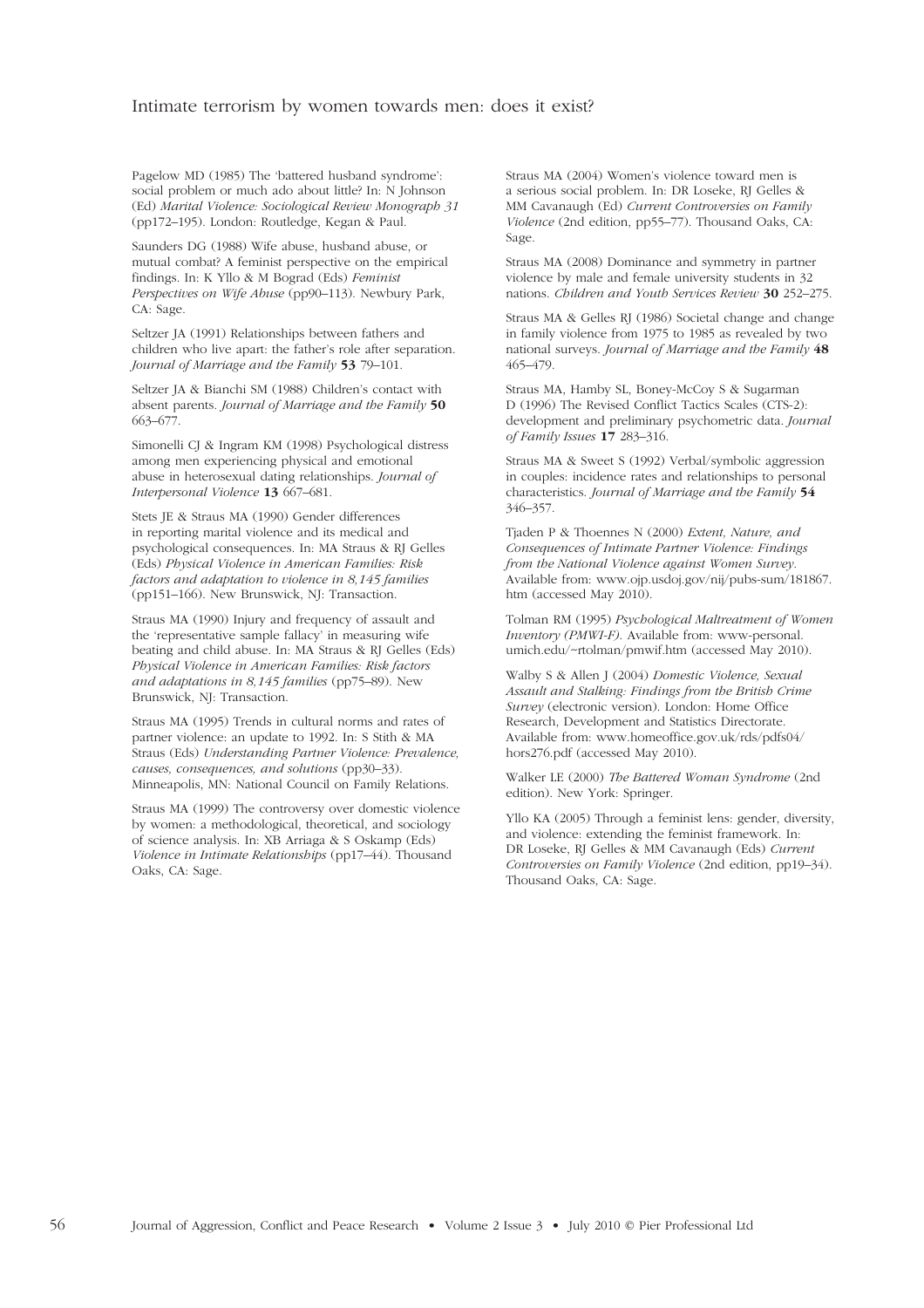Pagelow MD (1985) The 'battered husband syndrome': social problem or much ado about little? In: N Johnson (Ed) *Marital Violence: Sociological Review Monograph 31* (pp172–195). London: Routledge, Kegan & Paul.

Saunders DG (1988) Wife abuse, husband abuse, or mutual combat? A feminist perspective on the empirical findings. In: K Yllo & M Bograd (Eds) *Feminist Perspectives on Wife Abuse* (pp90–113). Newbury Park, CA: Sage.

Seltzer JA (1991) Relationships between fathers and children who live apart: the father's role after separation. *Journal of Marriage and the Family* **53** 79–101.

Seltzer JA & Bianchi SM (1988) Children's contact with absent parents. *Journal of Marriage and the Family* **50** 663–677.

Simonelli CJ & Ingram KM (1998) Psychological distress among men experiencing physical and emotional abuse in heterosexual dating relationships. *Journal of Interpersonal Violence* **13** 667–681.

Stets JE & Straus MA (1990) Gender differences in reporting marital violence and its medical and psychological consequences. In: MA Straus & RJ Gelles (Eds) *Physical Violence in American Families: Risk factors and adaptation to violence in 8,145 families* (pp151–166). New Brunswick, NJ: Transaction.

Straus MA (1990) Injury and frequency of assault and the 'representative sample fallacy' in measuring wife beating and child abuse. In: MA Straus & RJ Gelles (Eds) *Physical Violence in American Families: Risk factors and adaptations in 8,145 families* (pp75–89). New Brunswick, NJ: Transaction.

Straus MA (1995) Trends in cultural norms and rates of partner violence: an update to 1992. In: S Stith & MA Straus (Eds) *Understanding Partner Violence: Prevalence, causes, consequences, and solutions* (pp30–33). Minneapolis, MN: National Council on Family Relations.

Straus MA (1999) The controversy over domestic violence by women: a methodological, theoretical, and sociology of science analysis. In: XB Arriaga & S Oskamp (Eds) *Violence in Intimate Relationships* (pp17–44). Thousand Oaks, CA: Sage.

Straus MA (2004) Women's violence toward men is a serious social problem. In: DR Loseke, RJ Gelles & MM Cavanaugh (Ed) *Current Controversies on Family Violence* (2nd edition, pp55–77). Thousand Oaks, CA: Sage.

Straus MA (2008) Dominance and symmetry in partner violence by male and female university students in 32 nations. *Children and Youth Services Review* **30** 252–275.

Straus MA & Gelles RJ (1986) Societal change and change in family violence from 1975 to 1985 as revealed by two national surveys. *Journal of Marriage and the Family* **48** 465–479.

Straus MA, Hamby SL, Boney-McCoy S & Sugarman D (1996) The Revised Conflict Tactics Scales (CTS-2): development and preliminary psychometric data. *Journal of Family Issues* **17** 283–316.

Straus MA & Sweet S (1992) Verbal/symbolic aggression in couples: incidence rates and relationships to personal characteristics. *Journal of Marriage and the Family* **54** 346–357.

Tjaden P & Thoennes N (2000) *Extent, Nature, and Consequences of Intimate Partner Violence: Findings from the National Violence against Women Survey*. Available from: www.ojp.usdoj.gov/nij/pubs-sum/181867.htm (accessed May 2010).

Tolman RM (1995) *Psychological Maltreatment of Women Inventory (PMWI-F)*. Available from: www-personal.umich.edu/~rtolman/pmwif.htm (accessed May 2010).

Walby S & Allen J (2004) *Domestic Violence, Sexual Assault and Stalking: Findings from the British Crime Survey* (electronic version). London: Home Office Research, Development and Statistics Directorate. Available from: www.homeoffice.gov.uk/rds/pdfs04/hors276.pdf (accessed May 2010).

Walker LE (2000) *The Battered Woman Syndrome* (2nd edition). New York: Springer.

Yllo KA (2005) Through a feminist lens: gender, diversity, and violence: extending the feminist framework. In: DR Loseke, RJ Gelles & MM Cavanaugh (Eds) *Current Controversies on Family Violence* (2nd edition, pp19–34). Thousand Oaks, CA: Sage.